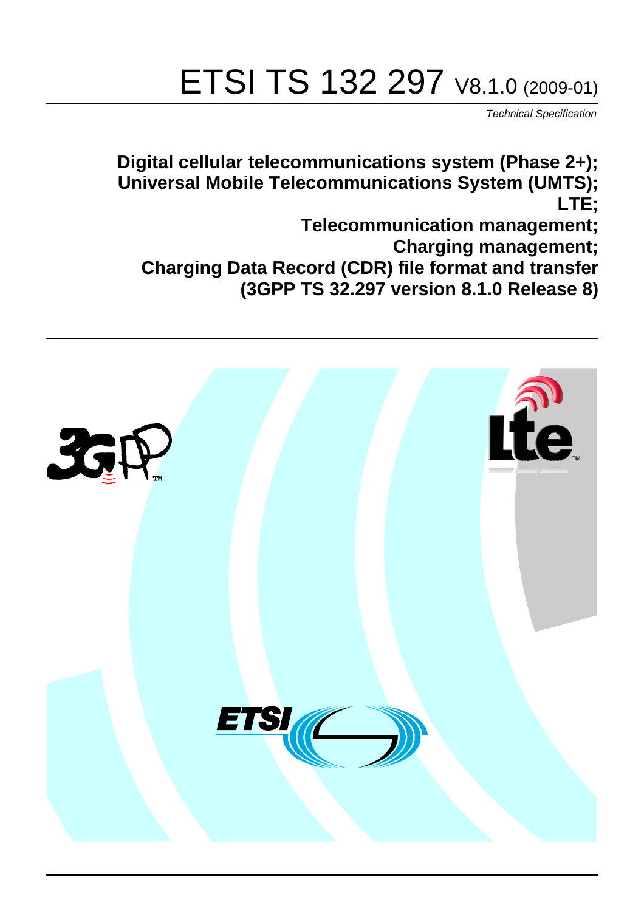# ETSI TS 132 297 V8.1.0 (2009-01)

*Technical Specification*

**Digital cellular telecommunications system (Phase 2+);**
**Universal Mobile Telecommunications System (UMTS);**
**LTE;**
**Telecommunication management;**
**Charging management;**
**Charging Data Record (CDR) file format and transfer**
**(3GPP TS 32.297 version 8.1.0 Release 8)**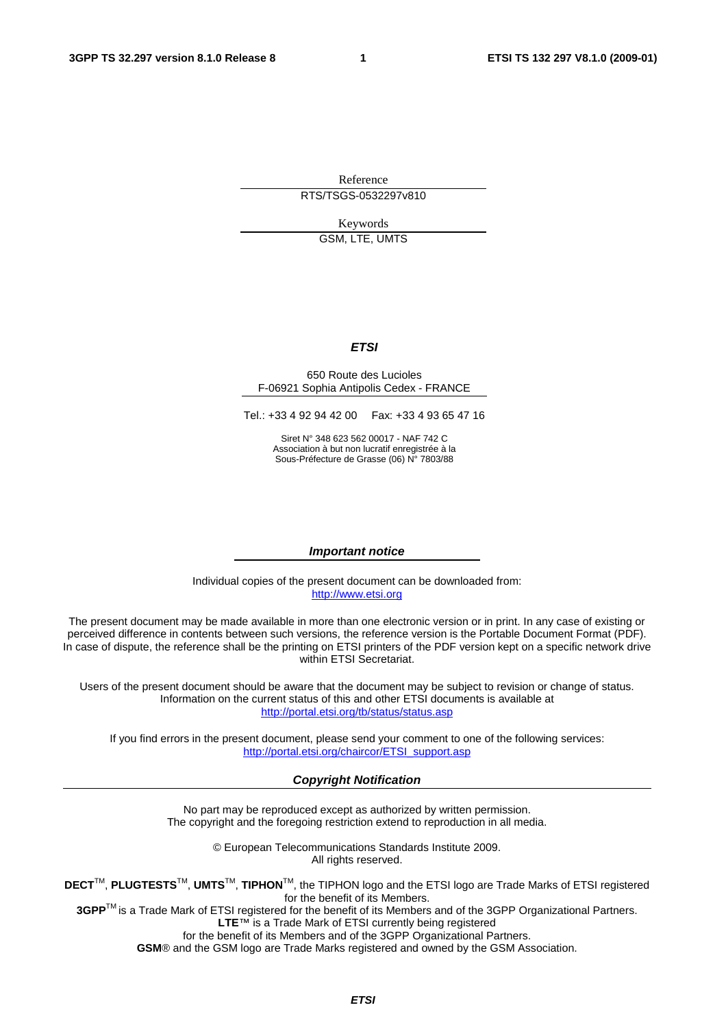Reference

RTS/TSGS-0532297v810

Keywords

GSM, LTE, UMTS

***ETSI***

650 Route des Lucioles
F-06921 Sophia Antipolis Cedex - FRANCE

Tel.: +33 4 92 94 42 00    Fax: +33 4 93 65 47 16

Siret N° 348 623 562 00017 - NAF 742 C
Association à but non lucratif enregistrée à la
Sous-Préfecture de Grasse (06) N° 7803/88

***Important notice***

Individual copies of the present document can be downloaded from:
http://www.etsi.org

The present document may be made available in more than one electronic version or in print. In any case of existing or perceived difference in contents between such versions, the reference version is the Portable Document Format (PDF). In case of dispute, the reference shall be the printing on ETSI printers of the PDF version kept on a specific network drive within ETSI Secretariat.

Users of the present document should be aware that the document may be subject to revision or change of status. Information on the current status of this and other ETSI documents is available at
http://portal.etsi.org/tb/status/status.asp

If you find errors in the present document, please send your comment to one of the following services:
http://portal.etsi.org/chaircor/ETSI_support.asp

***Copyright Notification***

No part may be reproduced except as authorized by written permission.
The copyright and the foregoing restriction extend to reproduction in all media.

© European Telecommunications Standards Institute 2009.
All rights reserved.

**DECT**™, **PLUGTESTS**™, **UMTS**™, **TIPHON**™, the TIPHON logo and the ETSI logo are Trade Marks of ETSI registered for the benefit of its Members.
**3GPP**™ is a Trade Mark of ETSI registered for the benefit of its Members and of the 3GPP Organizational Partners.
**LTE**™ is a Trade Mark of ETSI currently being registered
for the benefit of its Members and of the 3GPP Organizational Partners.
**GSM**® and the GSM logo are Trade Marks registered and owned by the GSM Association.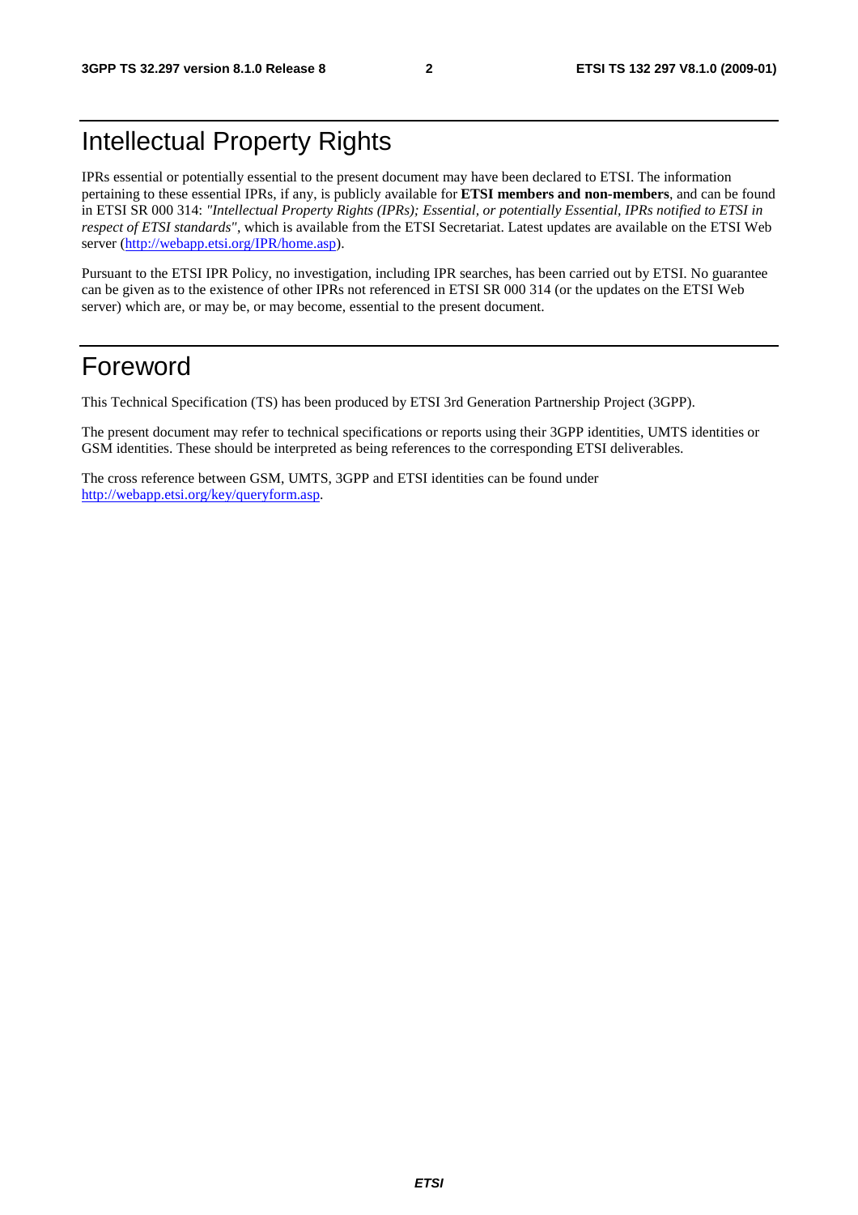# Intellectual Property Rights

IPRs essential or potentially essential to the present document may have been declared to ETSI. The information pertaining to these essential IPRs, if any, is publicly available for **ETSI members and non-members**, and can be found in ETSI SR 000 314: *"Intellectual Property Rights (IPRs); Essential, or potentially Essential, IPRs notified to ETSI in respect of ETSI standards"*, which is available from the ETSI Secretariat. Latest updates are available on the ETSI Web server (http://webapp.etsi.org/IPR/home.asp).

Pursuant to the ETSI IPR Policy, no investigation, including IPR searches, has been carried out by ETSI. No guarantee can be given as to the existence of other IPRs not referenced in ETSI SR 000 314 (or the updates on the ETSI Web server) which are, or may be, or may become, essential to the present document.

# Foreword

This Technical Specification (TS) has been produced by ETSI 3rd Generation Partnership Project (3GPP).

The present document may refer to technical specifications or reports using their 3GPP identities, UMTS identities or GSM identities. These should be interpreted as being references to the corresponding ETSI deliverables.

The cross reference between GSM, UMTS, 3GPP and ETSI identities can be found under http://webapp.etsi.org/key/queryform.asp.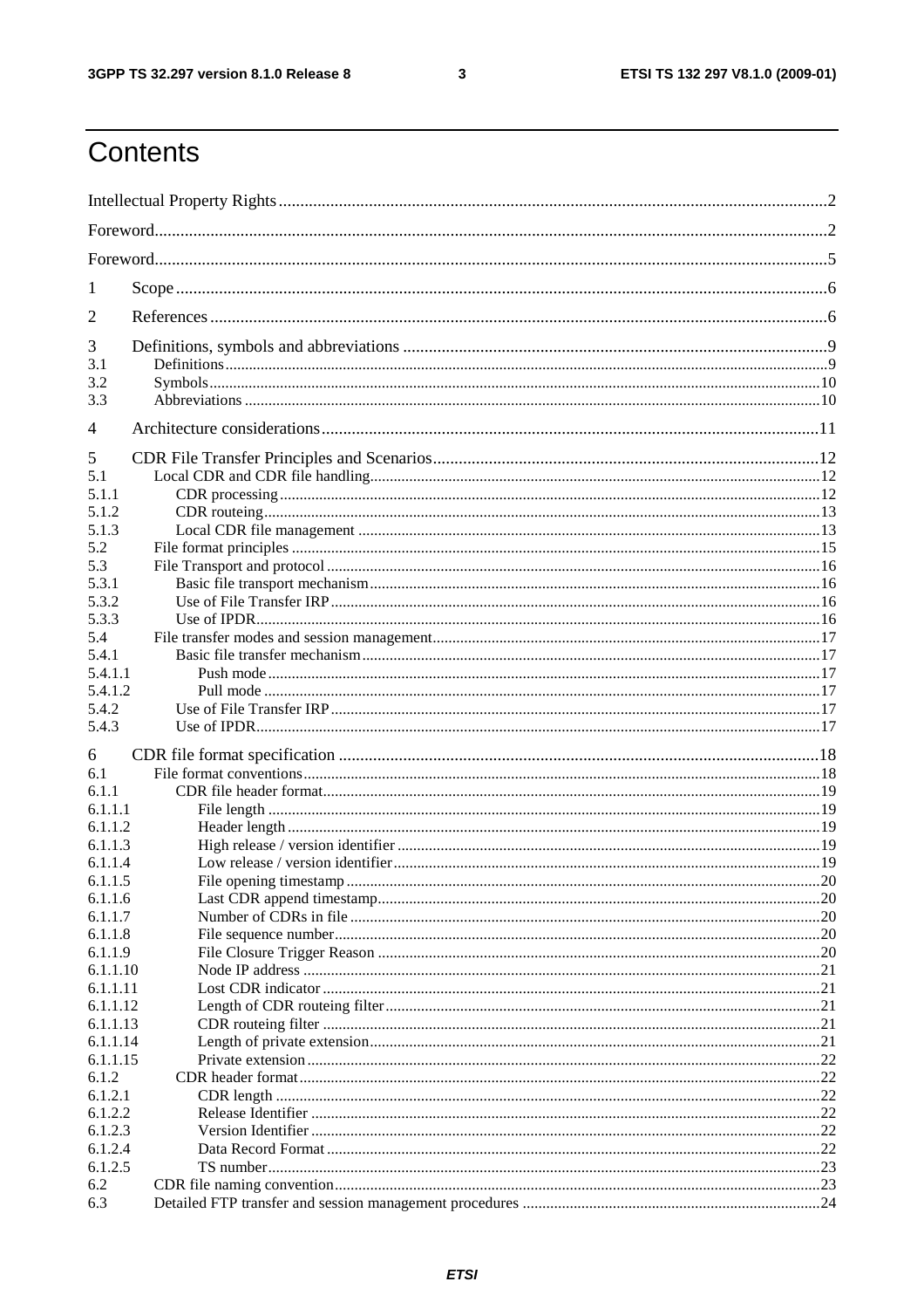# Contents

Intellectual Property Rights ....................................................................................................................2

Foreword...............................................................................................................................................2

Foreword...............................................................................................................................................5

1 Scope .................................................................................................................................................6

2 References .........................................................................................................................................6

3 Definitions, symbols and abbreviations ..........................................................................................9
3.1 Definitions ......................................................................................................................................9
3.2 Symbols .........................................................................................................................................10
3.3 Abbreviations ................................................................................................................................10

4 Architecture considerations ...........................................................................................................11

5 CDR File Transfer Principles and Scenarios .................................................................................12
5.1 Local CDR and CDR file handling .................................................................................................12
5.1.1 CDR processing ..........................................................................................................................12
5.1.2 CDR routeing ..............................................................................................................................13
5.1.3 Local CDR file management .......................................................................................................13
5.2 File format principles ....................................................................................................................15
5.3 File Transport and protocol ...........................................................................................................16
5.3.1 Basic file transport mechanism ...................................................................................................16
5.3.2 Use of File Transfer IRP .............................................................................................................16
5.3.3 Use of IPDR ................................................................................................................................16
5.4 File transfer modes and session management ...............................................................................17
5.4.1 Basic file transfer mechanism .....................................................................................................17
5.4.1.1 Push mode ................................................................................................................................17
5.4.1.2 Pull mode .................................................................................................................................17
5.4.2 Use of File Transfer IRP .............................................................................................................17
5.4.3 Use of IPDR ................................................................................................................................17

6 CDR file format specification ........................................................................................................18
6.1 File format conventions .................................................................................................................18
6.1.1 CDR file header format ...............................................................................................................19
6.1.1.1 File length .................................................................................................................................19
6.1.1.2 Header length ............................................................................................................................19
6.1.1.3 High release / version identifier ...............................................................................................19
6.1.1.4 Low release / version identifier ................................................................................................19
6.1.1.5 File opening timestamp ............................................................................................................20
6.1.1.6 Last CDR append timestamp .....................................................................................................20
6.1.1.7 Number of CDRs in file ............................................................................................................20
6.1.1.8 File sequence number ...............................................................................................................20
6.1.1.9 File Closure Trigger Reason .....................................................................................................20
6.1.1.10 Node IP address ......................................................................................................................21
6.1.1.11 Lost CDR indicator .................................................................................................................21
6.1.1.12 Length of CDR routeing filter .................................................................................................21
6.1.1.13 CDR routeing filter .................................................................................................................21
6.1.1.14 Length of private extension ....................................................................................................21
6.1.1.15 Private extension ....................................................................................................................22
6.1.2 CDR header format ....................................................................................................................22
6.1.2.1 CDR length ...............................................................................................................................22
6.1.2.2 Release Identifier ......................................................................................................................22
6.1.2.3 Version Identifier ......................................................................................................................22
6.1.2.4 Data Record Format .................................................................................................................22
6.1.2.5 TS number ................................................................................................................................23
6.2 CDR file naming convention .........................................................................................................23
6.3 Detailed FTP transfer and session management procedures .........................................................24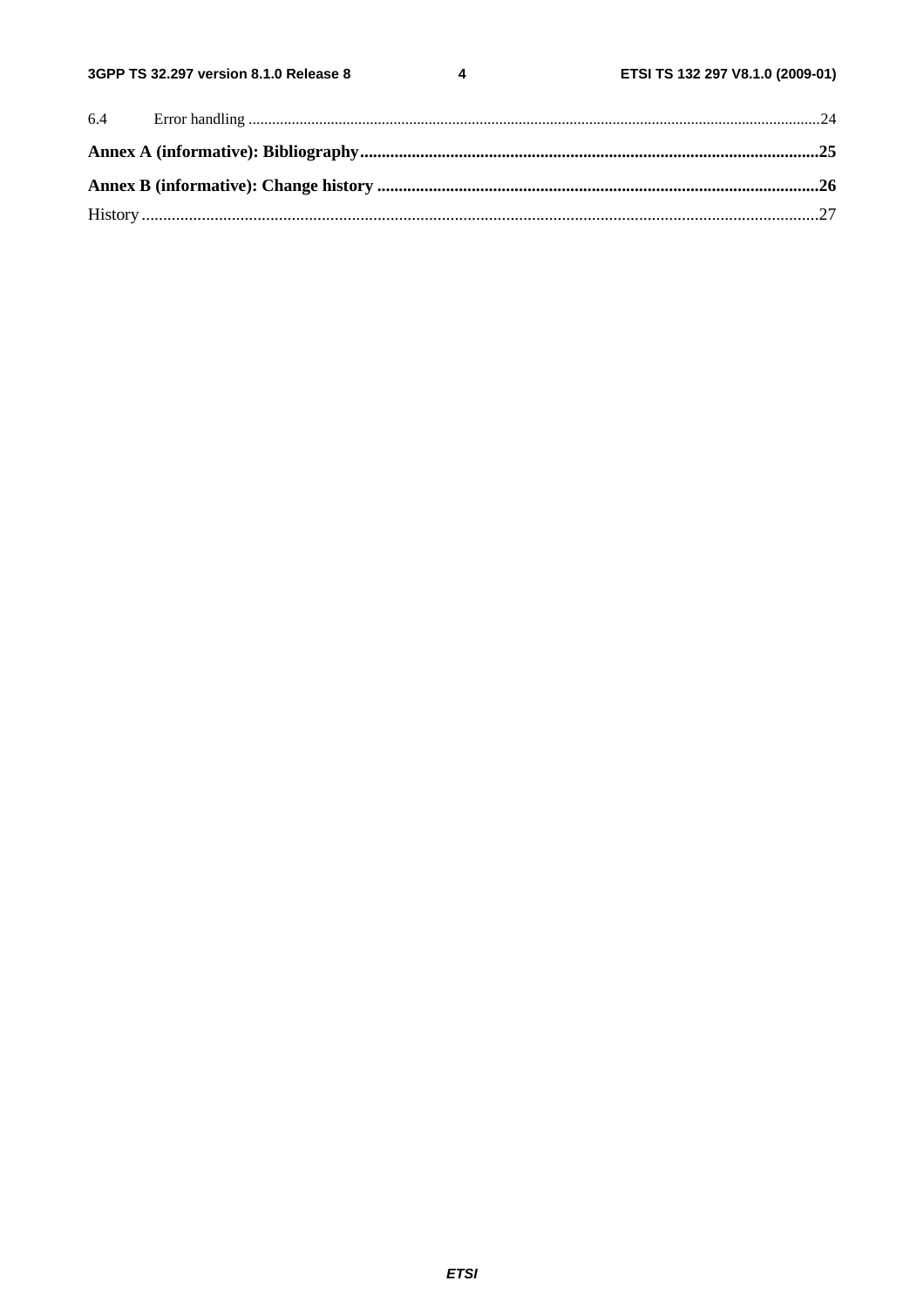6.4 Error handling ....................................................................................................................................................24

**Annex A (informative): Bibliography.........................................................................................................25**

**Annex B (informative): Change history .....................................................................................................26**

History ..............................................................................................................................................................27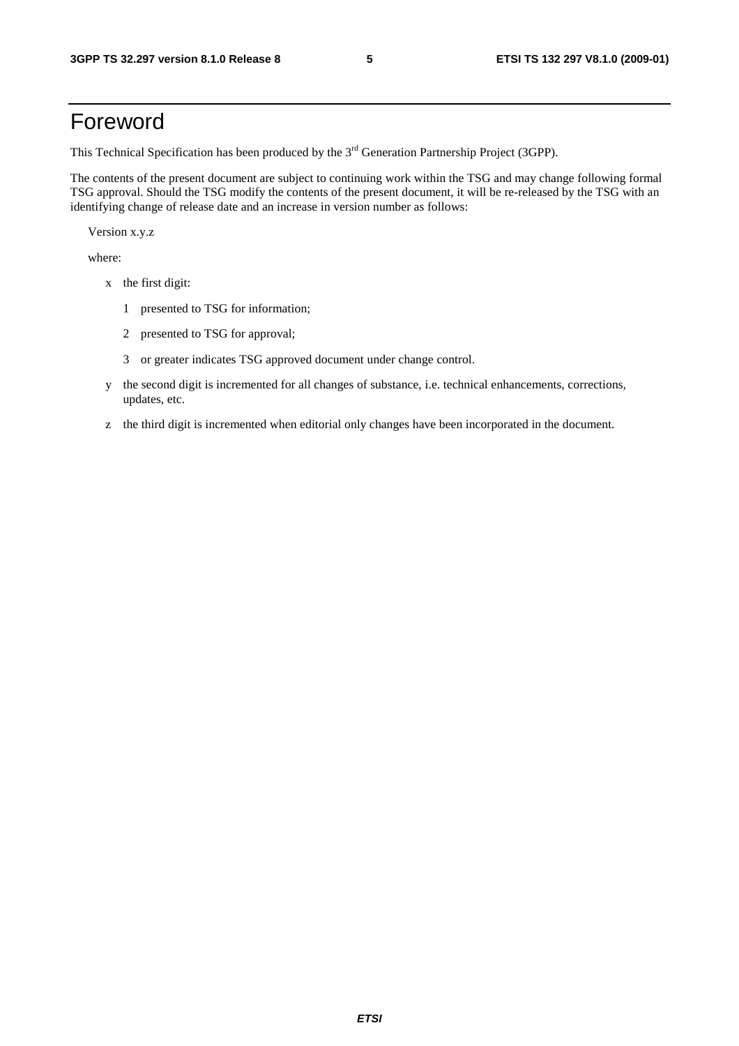# Foreword

This Technical Specification has been produced by the 3rd Generation Partnership Project (3GPP).

The contents of the present document are subject to continuing work within the TSG and may change following formal TSG approval. Should the TSG modify the contents of the present document, it will be re-released by the TSG with an identifying change of release date and an increase in version number as follows:

Version x.y.z

where:

- x the first digit:
  - 1 presented to TSG for information;
  - 2 presented to TSG for approval;
  - 3 or greater indicates TSG approved document under change control.
- y the second digit is incremented for all changes of substance, i.e. technical enhancements, corrections, updates, etc.
- z the third digit is incremented when editorial only changes have been incorporated in the document.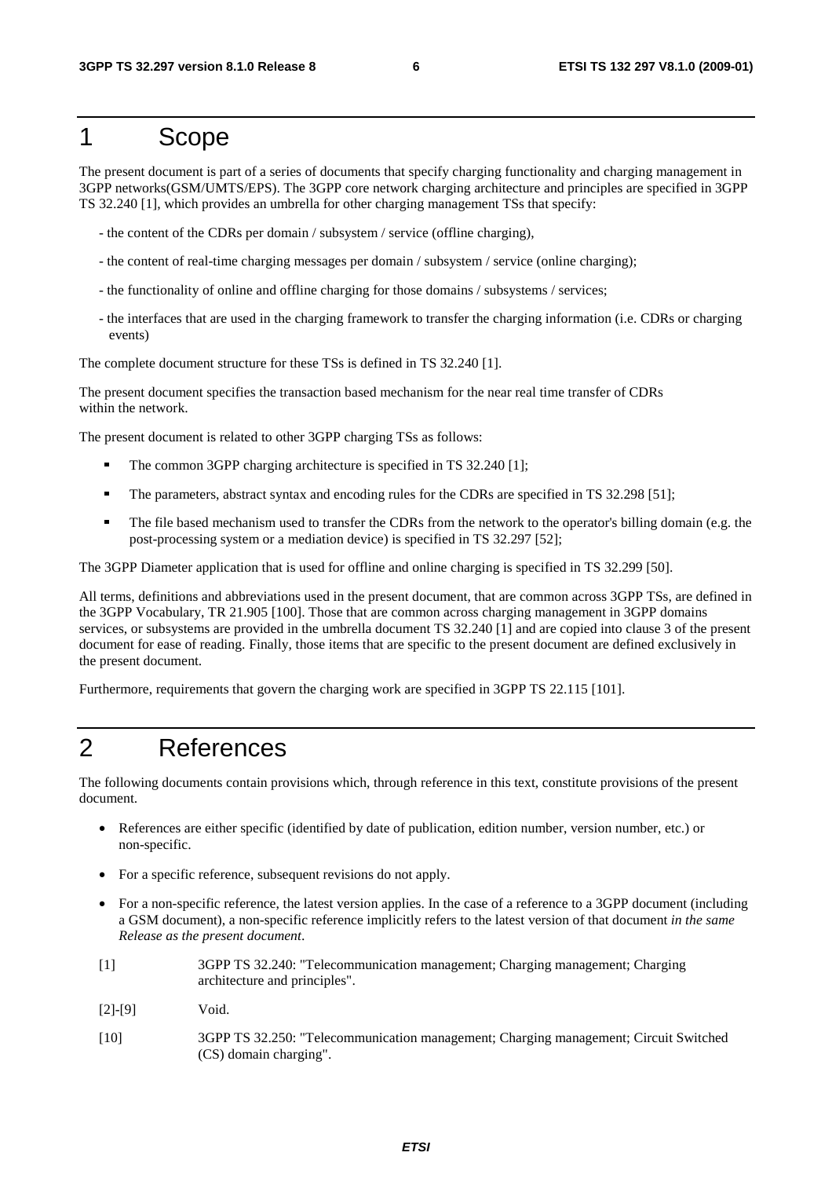# 1 Scope

The present document is part of a series of documents that specify charging functionality and charging management in 3GPP networks(GSM/UMTS/EPS). The 3GPP core network charging architecture and principles are specified in 3GPP TS 32.240 [1], which provides an umbrella for other charging management TSs that specify:

- the content of the CDRs per domain / subsystem / service (offline charging),
- the content of real-time charging messages per domain / subsystem / service (online charging);
- the functionality of online and offline charging for those domains / subsystems / services;
- the interfaces that are used in the charging framework to transfer the charging information (i.e. CDRs or charging events)

The complete document structure for these TSs is defined in TS 32.240 [1].

The present document specifies the transaction based mechanism for the near real time transfer of CDRs within the network.

The present document is related to other 3GPP charging TSs as follows:

- The common 3GPP charging architecture is specified in TS 32.240 [1];
- The parameters, abstract syntax and encoding rules for the CDRs are specified in TS 32.298 [51];
- The file based mechanism used to transfer the CDRs from the network to the operator's billing domain (e.g. the post-processing system or a mediation device) is specified in TS 32.297 [52];

The 3GPP Diameter application that is used for offline and online charging is specified in TS 32.299 [50].

All terms, definitions and abbreviations used in the present document, that are common across 3GPP TSs, are defined in the 3GPP Vocabulary, TR 21.905 [100]. Those that are common across charging management in 3GPP domains services, or subsystems are provided in the umbrella document TS 32.240 [1] and are copied into clause 3 of the present document for ease of reading. Finally, those items that are specific to the present document are defined exclusively in the present document.

Furthermore, requirements that govern the charging work are specified in 3GPP TS 22.115 [101].

# 2 References

The following documents contain provisions which, through reference in this text, constitute provisions of the present document.

- References are either specific (identified by date of publication, edition number, version number, etc.) or non-specific.
- For a specific reference, subsequent revisions do not apply.
- For a non-specific reference, the latest version applies. In the case of a reference to a 3GPP document (including a GSM document), a non-specific reference implicitly refers to the latest version of that document *in the same Release as the present document*.

[1] 3GPP TS 32.240: "Telecommunication management; Charging management; Charging architecture and principles".

[2]-[9] Void.

[10] 3GPP TS 32.250: "Telecommunication management; Charging management; Circuit Switched (CS) domain charging".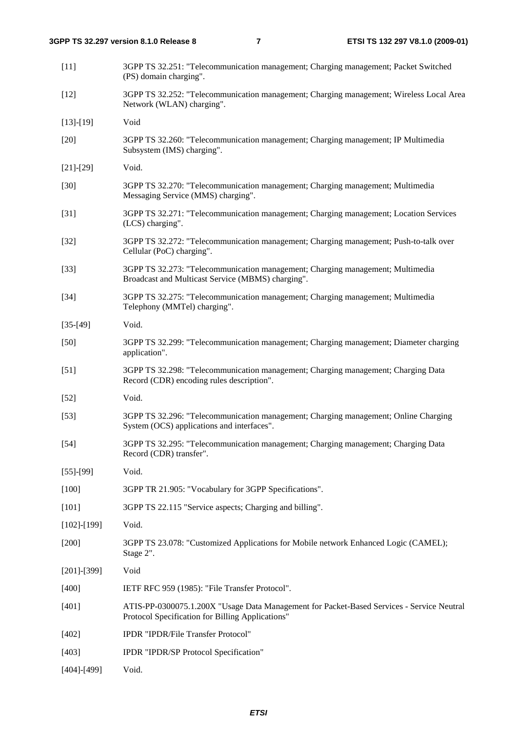[11] 3GPP TS 32.251: "Telecommunication management; Charging management; Packet Switched (PS) domain charging".

[12] 3GPP TS 32.252: "Telecommunication management; Charging management; Wireless Local Area Network (WLAN) charging".

[13]-[19] Void

[20] 3GPP TS 32.260: "Telecommunication management; Charging management; IP Multimedia Subsystem (IMS) charging".

[21]-[29] Void.

[30] 3GPP TS 32.270: "Telecommunication management; Charging management; Multimedia Messaging Service (MMS) charging".

[31] 3GPP TS 32.271: "Telecommunication management; Charging management; Location Services (LCS) charging".

[32] 3GPP TS 32.272: "Telecommunication management; Charging management; Push-to-talk over Cellular (PoC) charging".

[33] 3GPP TS 32.273: "Telecommunication management; Charging management; Multimedia Broadcast and Multicast Service (MBMS) charging".

[34] 3GPP TS 32.275: "Telecommunication management; Charging management; Multimedia Telephony (MMTel) charging".

[35-[49] Void.

[50] 3GPP TS 32.299: "Telecommunication management; Charging management; Diameter charging application".

[51] 3GPP TS 32.298: "Telecommunication management; Charging management; Charging Data Record (CDR) encoding rules description".

[52] Void.

[53] 3GPP TS 32.296: "Telecommunication management; Charging management; Online Charging System (OCS) applications and interfaces".

[54] 3GPP TS 32.295: "Telecommunication management; Charging management; Charging Data Record (CDR) transfer".

[55]-[99] Void.

[100] 3GPP TR 21.905: "Vocabulary for 3GPP Specifications".

[101] 3GPP TS 22.115 "Service aspects; Charging and billing".

[102]-[199] Void.

[200] 3GPP TS 23.078: "Customized Applications for Mobile network Enhanced Logic (CAMEL); Stage 2".

[201]-[399] Void

[400] IETF RFC 959 (1985): "File Transfer Protocol".

[401] ATIS-PP-0300075.1.200X "Usage Data Management for Packet-Based Services - Service Neutral Protocol Specification for Billing Applications"

[402] IPDR "IPDR/File Transfer Protocol"

[403] IPDR "IPDR/SP Protocol Specification"

[404]-[499] Void.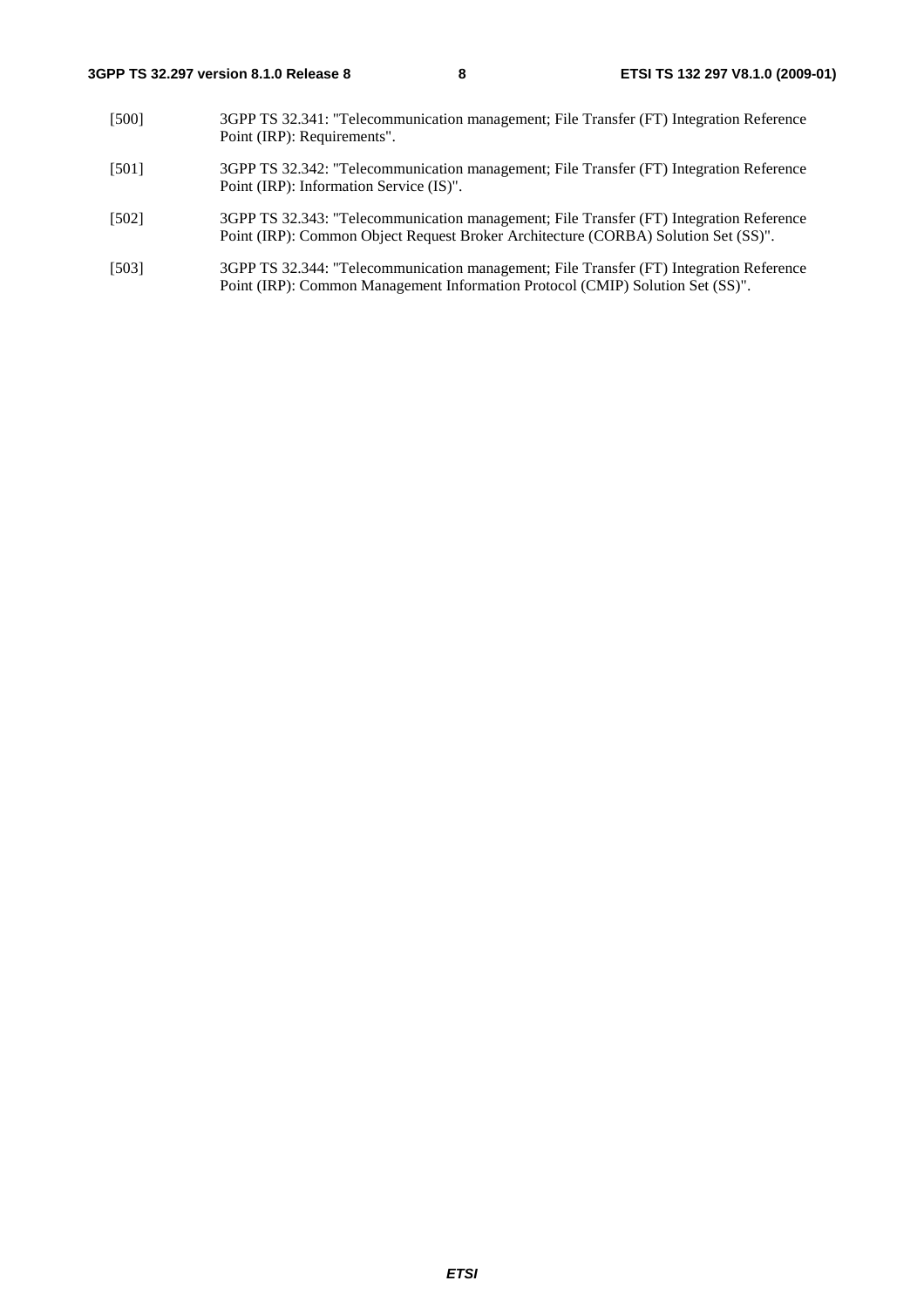[500] 3GPP TS 32.341: "Telecommunication management; File Transfer (FT) Integration Reference Point (IRP): Requirements".

[501] 3GPP TS 32.342: "Telecommunication management; File Transfer (FT) Integration Reference Point (IRP): Information Service (IS)".

[502] 3GPP TS 32.343: "Telecommunication management; File Transfer (FT) Integration Reference Point (IRP): Common Object Request Broker Architecture (CORBA) Solution Set (SS)".

[503] 3GPP TS 32.344: "Telecommunication management; File Transfer (FT) Integration Reference Point (IRP): Common Management Information Protocol (CMIP) Solution Set (SS)".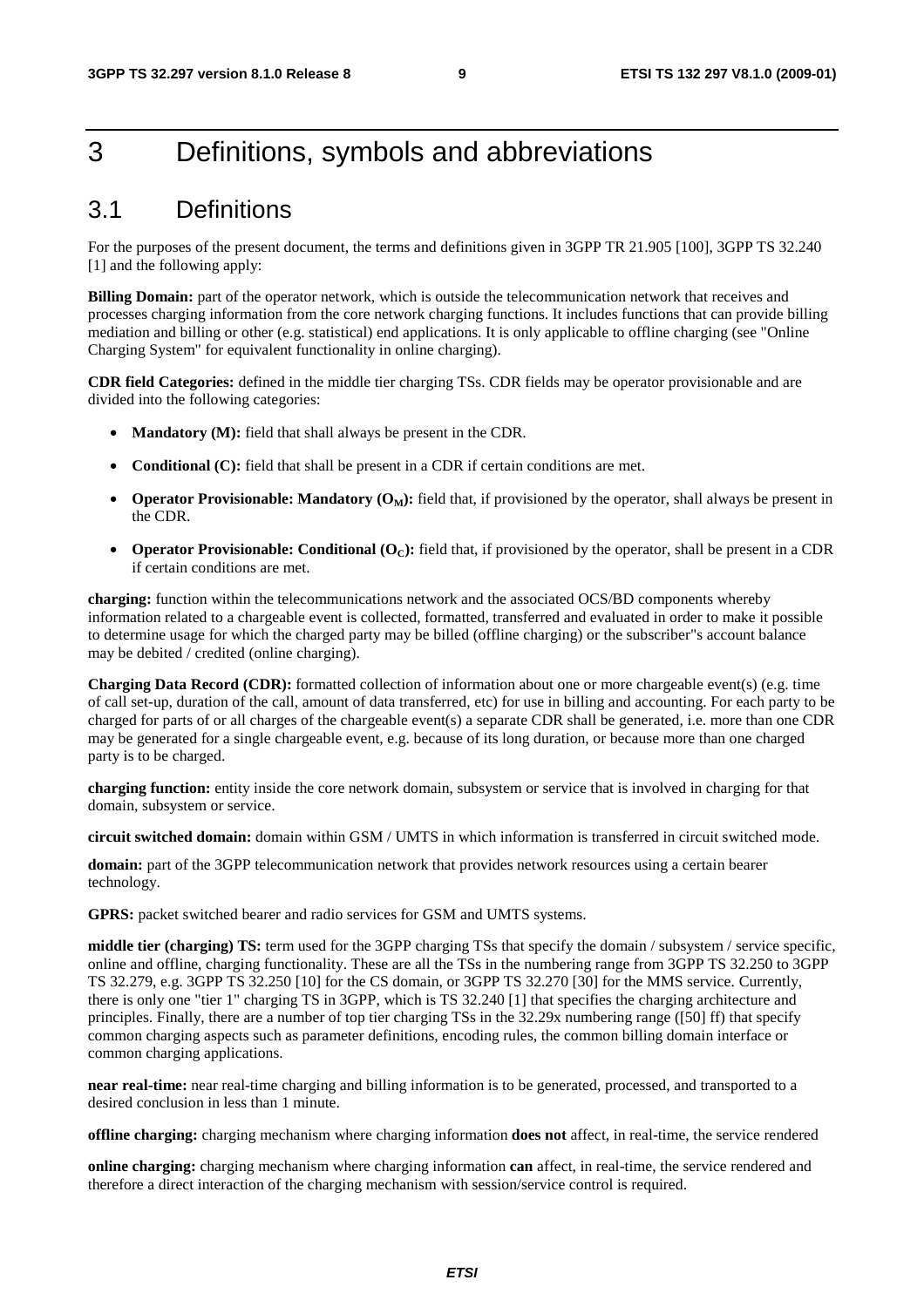# 3 Definitions, symbols and abbreviations

## 3.1 Definitions

For the purposes of the present document, the terms and definitions given in 3GPP TR 21.905 [100], 3GPP TS 32.240 [1] and the following apply:

**Billing Domain:** part of the operator network, which is outside the telecommunication network that receives and processes charging information from the core network charging functions. It includes functions that can provide billing mediation and billing or other (e.g. statistical) end applications. It is only applicable to offline charging (see "Online Charging System" for equivalent functionality in online charging).

**CDR field Categories:** defined in the middle tier charging TSs. CDR fields may be operator provisionable and are divided into the following categories:

- **Mandatory (M):** field that shall always be present in the CDR.
- **Conditional (C):** field that shall be present in a CDR if certain conditions are met.
- **Operator Provisionable: Mandatory ($O_M$):** field that, if provisioned by the operator, shall always be present in the CDR.
- **Operator Provisionable: Conditional ($O_C$):** field that, if provisioned by the operator, shall be present in a CDR if certain conditions are met.

**charging:** function within the telecommunications network and the associated OCS/BD components whereby information related to a chargeable event is collected, formatted, transferred and evaluated in order to make it possible to determine usage for which the charged party may be billed (offline charging) or the subscriber"s account balance may be debited / credited (online charging).

**Charging Data Record (CDR):** formatted collection of information about one or more chargeable event(s) (e.g. time of call set-up, duration of the call, amount of data transferred, etc) for use in billing and accounting. For each party to be charged for parts of or all charges of the chargeable event(s) a separate CDR shall be generated, i.e. more than one CDR may be generated for a single chargeable event, e.g. because of its long duration, or because more than one charged party is to be charged.

**charging function:** entity inside the core network domain, subsystem or service that is involved in charging for that domain, subsystem or service.

**circuit switched domain:** domain within GSM / UMTS in which information is transferred in circuit switched mode.

**domain:** part of the 3GPP telecommunication network that provides network resources using a certain bearer technology.

**GPRS:** packet switched bearer and radio services for GSM and UMTS systems.

**middle tier (charging) TS:** term used for the 3GPP charging TSs that specify the domain / subsystem / service specific, online and offline, charging functionality. These are all the TSs in the numbering range from 3GPP TS 32.250 to 3GPP TS 32.279, e.g. 3GPP TS 32.250 [10] for the CS domain, or 3GPP TS 32.270 [30] for the MMS service. Currently, there is only one "tier 1" charging TS in 3GPP, which is TS 32.240 [1] that specifies the charging architecture and principles. Finally, there are a number of top tier charging TSs in the 32.29x numbering range ([50] ff) that specify common charging aspects such as parameter definitions, encoding rules, the common billing domain interface or common charging applications.

**near real-time:** near real-time charging and billing information is to be generated, processed, and transported to a desired conclusion in less than 1 minute.

**offline charging:** charging mechanism where charging information **does not** affect, in real-time, the service rendered

**online charging:** charging mechanism where charging information **can** affect, in real-time, the service rendered and therefore a direct interaction of the charging mechanism with session/service control is required.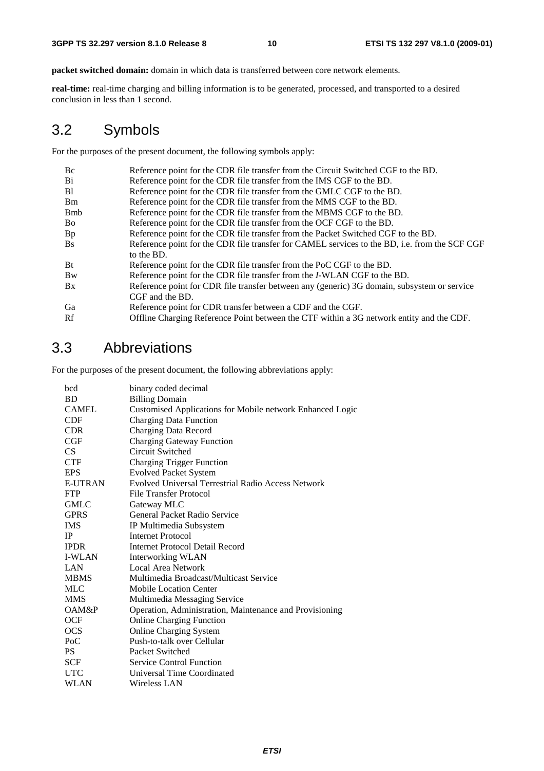**packet switched domain:** domain in which data is transferred between core network elements.

**real-time:** real-time charging and billing information is to be generated, processed, and transported to a desired conclusion in less than 1 second.

## 3.2 Symbols

For the purposes of the present document, the following symbols apply:

| | |
|---|---|
| Bc | Reference point for the CDR file transfer from the Circuit Switched CGF to the BD. |
| Bi | Reference point for the CDR file transfer from the IMS CGF to the BD. |
| Bl | Reference point for the CDR file transfer from the GMLC CGF to the BD. |
| Bm | Reference point for the CDR file transfer from the MMS CGF to the BD. |
| Bmb | Reference point for the CDR file transfer from the MBMS CGF to the BD. |
| Bo | Reference point for the CDR file transfer from the OCF CGF to the BD. |
| Bp | Reference point for the CDR file transfer from the Packet Switched CGF to the BD. |
| Bs | Reference point for the CDR file transfer for CAMEL services to the BD, i.e. from the SCF CGF to the BD. |
| Bt | Reference point for the CDR file transfer from the PoC CGF to the BD. |
| Bw | Reference point for the CDR file transfer from the *I*-WLAN CGF to the BD. |
| Bx | Reference point for CDR file transfer between any (generic) 3G domain, subsystem or service CGF and the BD. |
| Ga | Reference point for CDR transfer between a CDF and the CGF. |
| Rf | Offline Charging Reference Point between the CTF within a 3G network entity and the CDF. |

## 3.3 Abbreviations

For the purposes of the present document, the following abbreviations apply:

| | |
|---|---|
| bcd | binary coded decimal |
| BD | Billing Domain |
| CAMEL | Customised Applications for Mobile network Enhanced Logic |
| CDF | Charging Data Function |
| CDR | Charging Data Record |
| CGF | Charging Gateway Function |
| CS | Circuit Switched |
| CTF | Charging Trigger Function |
| EPS | Evolved Packet System |
| E-UTRAN | Evolved Universal Terrestrial Radio Access Network |
| FTP | File Transfer Protocol |
| GMLC | Gateway MLC |
| GPRS | General Packet Radio Service |
| IMS | IP Multimedia Subsystem |
| IP | Internet Protocol |
| IPDR | Internet Protocol Detail Record |
| I-WLAN | Interworking WLAN |
| LAN | Local Area Network |
| MBMS | Multimedia Broadcast/Multicast Service |
| MLC | Mobile Location Center |
| MMS | Multimedia Messaging Service |
| OAM&P | Operation, Administration, Maintenance and Provisioning |
| OCF | Online Charging Function |
| OCS | Online Charging System |
| PoC | Push-to-talk over Cellular |
| PS | Packet Switched |
| SCF | Service Control Function |
| UTC | Universal Time Coordinated |
| WLAN | Wireless LAN |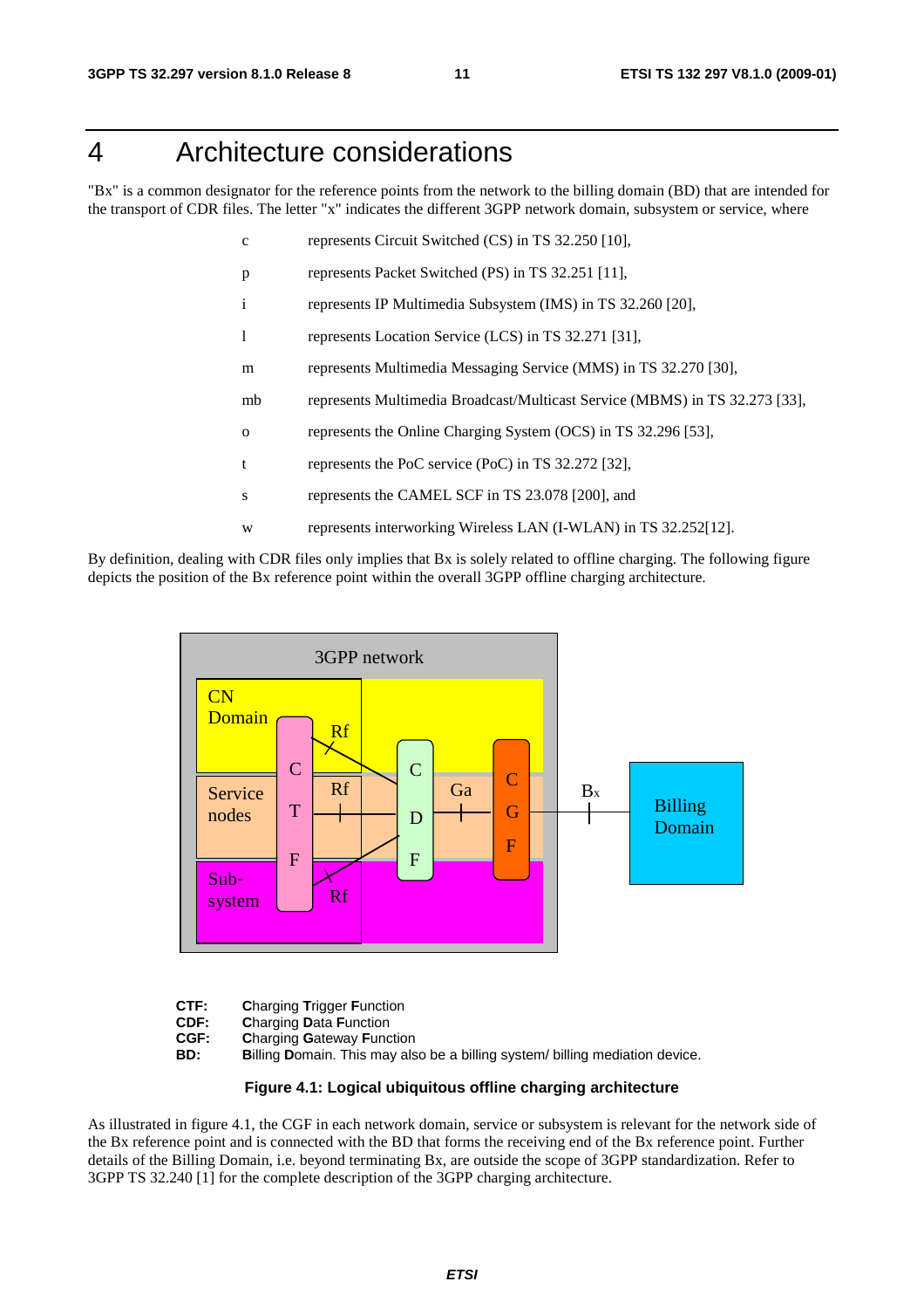# 4 Architecture considerations

"Bx" is a common designator for the reference points from the network to the billing domain (BD) that are intended for the transport of CDR files. The letter "x" indicates the different 3GPP network domain, subsystem or service, where

| | |
|---|---|
| c | represents Circuit Switched (CS) in TS 32.250 [10], |
| p | represents Packet Switched (PS) in TS 32.251 [11], |
| i | represents IP Multimedia Subsystem (IMS) in TS 32.260 [20], |
| l | represents Location Service (LCS) in TS 32.271 [31], |
| m | represents Multimedia Messaging Service (MMS) in TS 32.270 [30], |
| mb | represents Multimedia Broadcast/Multicast Service (MBMS) in TS 32.273 [33], |
| o | represents the Online Charging System (OCS) in TS 32.296 [53], |
| t | represents the PoC service (PoC) in TS 32.272 [32], |
| s | represents the CAMEL SCF in TS 23.078 [200], and |
| w | represents interworking Wireless LAN (I-WLAN) in TS 32.252[12]. |

By definition, dealing with CDR files only implies that Bx is solely related to offline charging. The following figure depicts the position of the Bx reference point within the overall 3GPP offline charging architecture.

**CTF:** **C**harging **T**rigger **F**unction
**CDF:** **C**harging **D**ata **F**unction
**CGF:** **C**harging **G**ateway **F**unction
**BD:** **B**illing **D**omain. This may also be a billing system/ billing mediation device.

**Figure 4.1: Logical ubiquitous offline charging architecture**

As illustrated in figure 4.1, the CGF in each network domain, service or subsystem is relevant for the network side of the Bx reference point and is connected with the BD that forms the receiving end of the Bx reference point. Further details of the Billing Domain, i.e. beyond terminating Bx, are outside the scope of 3GPP standardization. Refer to 3GPP TS 32.240 [1] for the complete description of the 3GPP charging architecture.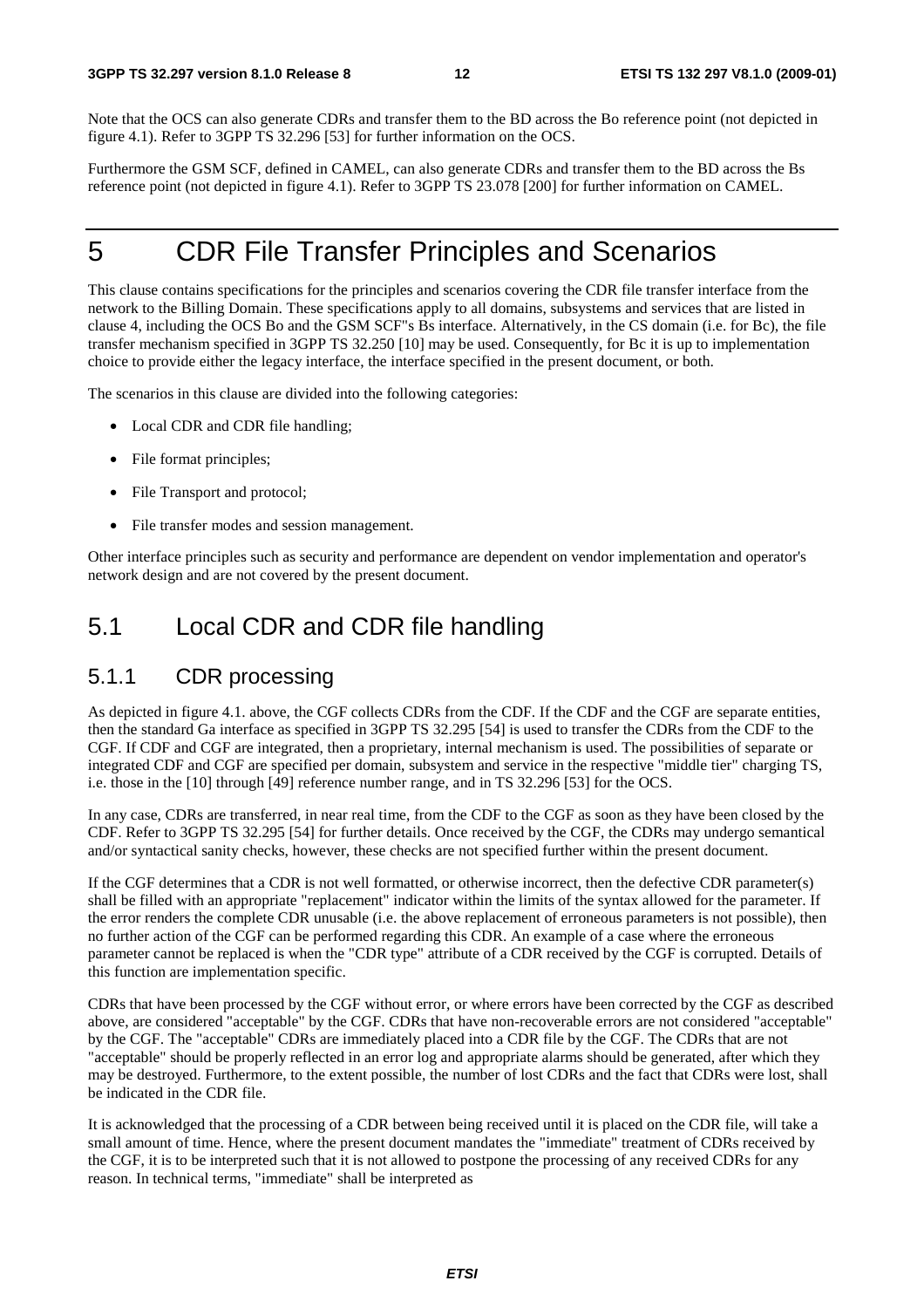Note that the OCS can also generate CDRs and transfer them to the BD across the Bo reference point (not depicted in figure 4.1). Refer to 3GPP TS 32.296 [53] for further information on the OCS.

Furthermore the GSM SCF, defined in CAMEL, can also generate CDRs and transfer them to the BD across the Bs reference point (not depicted in figure 4.1). Refer to 3GPP TS 23.078 [200] for further information on CAMEL.

# 5 CDR File Transfer Principles and Scenarios

This clause contains specifications for the principles and scenarios covering the CDR file transfer interface from the network to the Billing Domain. These specifications apply to all domains, subsystems and services that are listed in clause 4, including the OCS Bo and the GSM SCF"s Bs interface. Alternatively, in the CS domain (i.e. for Bc), the file transfer mechanism specified in 3GPP TS 32.250 [10] may be used. Consequently, for Bc it is up to implementation choice to provide either the legacy interface, the interface specified in the present document, or both.

The scenarios in this clause are divided into the following categories:

- Local CDR and CDR file handling;
- File format principles;
- File Transport and protocol;
- File transfer modes and session management.

Other interface principles such as security and performance are dependent on vendor implementation and operator's network design and are not covered by the present document.

## 5.1 Local CDR and CDR file handling

### 5.1.1 CDR processing

As depicted in figure 4.1. above, the CGF collects CDRs from the CDF. If the CDF and the CGF are separate entities, then the standard Ga interface as specified in 3GPP TS 32.295 [54] is used to transfer the CDRs from the CDF to the CGF. If CDF and CGF are integrated, then a proprietary, internal mechanism is used. The possibilities of separate or integrated CDF and CGF are specified per domain, subsystem and service in the respective "middle tier" charging TS, i.e. those in the [10] through [49] reference number range, and in TS 32.296 [53] for the OCS.

In any case, CDRs are transferred, in near real time, from the CDF to the CGF as soon as they have been closed by the CDF. Refer to 3GPP TS 32.295 [54] for further details. Once received by the CGF, the CDRs may undergo semantical and/or syntactical sanity checks, however, these checks are not specified further within the present document.

If the CGF determines that a CDR is not well formatted, or otherwise incorrect, then the defective CDR parameter(s) shall be filled with an appropriate "replacement" indicator within the limits of the syntax allowed for the parameter. If the error renders the complete CDR unusable (i.e. the above replacement of erroneous parameters is not possible), then no further action of the CGF can be performed regarding this CDR. An example of a case where the erroneous parameter cannot be replaced is when the "CDR type" attribute of a CDR received by the CGF is corrupted. Details of this function are implementation specific.

CDRs that have been processed by the CGF without error, or where errors have been corrected by the CGF as described above, are considered "acceptable" by the CGF. CDRs that have non-recoverable errors are not considered "acceptable" by the CGF. The "acceptable" CDRs are immediately placed into a CDR file by the CGF. The CDRs that are not "acceptable" should be properly reflected in an error log and appropriate alarms should be generated, after which they may be destroyed. Furthermore, to the extent possible, the number of lost CDRs and the fact that CDRs were lost, shall be indicated in the CDR file.

It is acknowledged that the processing of a CDR between being received until it is placed on the CDR file, will take a small amount of time. Hence, where the present document mandates the "immediate" treatment of CDRs received by the CGF, it is to be interpreted such that it is not allowed to postpone the processing of any received CDRs for any reason. In technical terms, "immediate" shall be interpreted as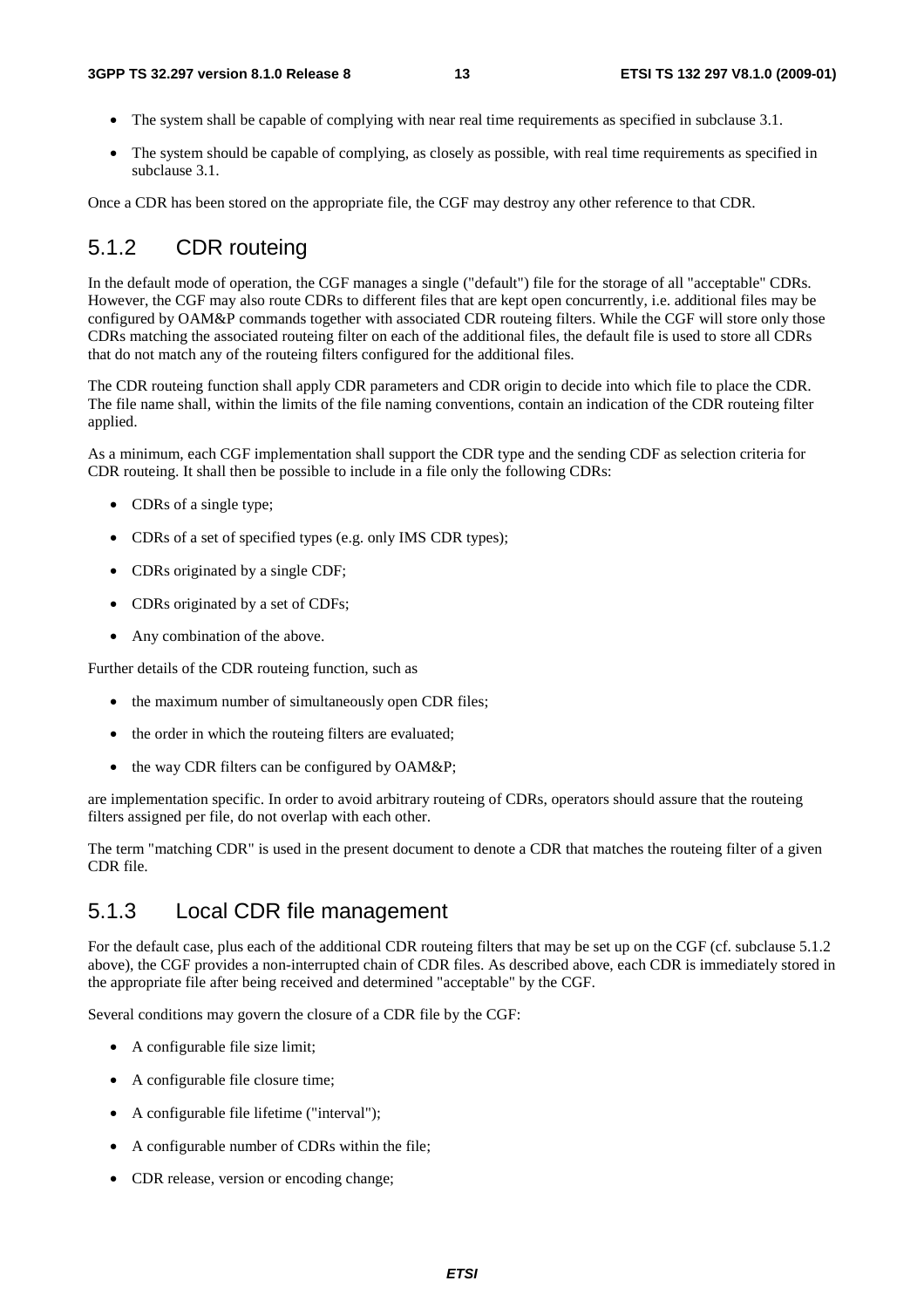- The system shall be capable of complying with near real time requirements as specified in subclause 3.1.
- The system should be capable of complying, as closely as possible, with real time requirements as specified in subclause 3.1.

Once a CDR has been stored on the appropriate file, the CGF may destroy any other reference to that CDR.

### 5.1.2 CDR routeing

In the default mode of operation, the CGF manages a single ("default") file for the storage of all "acceptable" CDRs. However, the CGF may also route CDRs to different files that are kept open concurrently, i.e. additional files may be configured by OAM&P commands together with associated CDR routeing filters. While the CGF will store only those CDRs matching the associated routeing filter on each of the additional files, the default file is used to store all CDRs that do not match any of the routeing filters configured for the additional files.

The CDR routeing function shall apply CDR parameters and CDR origin to decide into which file to place the CDR. The file name shall, within the limits of the file naming conventions, contain an indication of the CDR routeing filter applied.

As a minimum, each CGF implementation shall support the CDR type and the sending CDF as selection criteria for CDR routeing. It shall then be possible to include in a file only the following CDRs:

- CDRs of a single type;
- CDRs of a set of specified types (e.g. only IMS CDR types);
- CDRs originated by a single CDF;
- CDRs originated by a set of CDFs;
- Any combination of the above.

Further details of the CDR routeing function, such as

- the maximum number of simultaneously open CDR files;
- the order in which the routeing filters are evaluated;
- the way CDR filters can be configured by OAM&P;

are implementation specific. In order to avoid arbitrary routeing of CDRs, operators should assure that the routeing filters assigned per file, do not overlap with each other.

The term "matching CDR" is used in the present document to denote a CDR that matches the routeing filter of a given CDR file.

### 5.1.3 Local CDR file management

For the default case, plus each of the additional CDR routeing filters that may be set up on the CGF (cf. subclause 5.1.2 above), the CGF provides a non-interrupted chain of CDR files. As described above, each CDR is immediately stored in the appropriate file after being received and determined "acceptable" by the CGF.

Several conditions may govern the closure of a CDR file by the CGF:

- A configurable file size limit;
- A configurable file closure time;
- A configurable file lifetime ("interval");
- A configurable number of CDRs within the file;
- CDR release, version or encoding change;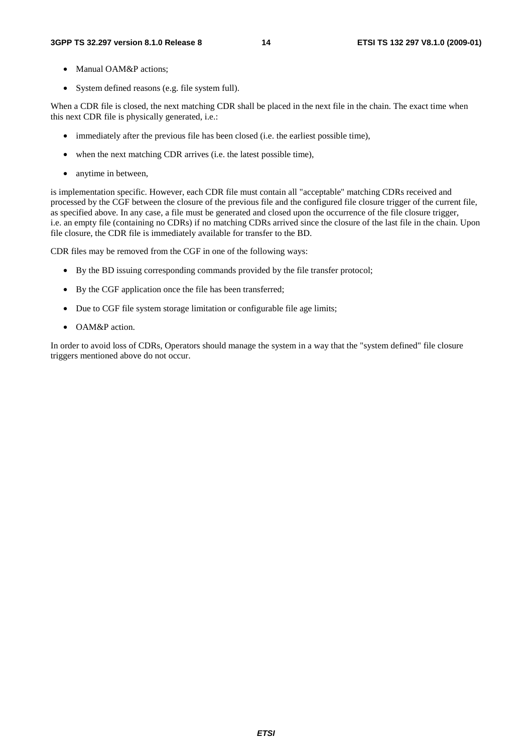- Manual OAM&P actions;
- System defined reasons (e.g. file system full).

When a CDR file is closed, the next matching CDR shall be placed in the next file in the chain. The exact time when this next CDR file is physically generated, i.e.:

- immediately after the previous file has been closed (i.e. the earliest possible time),
- when the next matching CDR arrives (i.e. the latest possible time),
- anytime in between,

is implementation specific. However, each CDR file must contain all "acceptable" matching CDRs received and processed by the CGF between the closure of the previous file and the configured file closure trigger of the current file, as specified above. In any case, a file must be generated and closed upon the occurrence of the file closure trigger, i.e. an empty file (containing no CDRs) if no matching CDRs arrived since the closure of the last file in the chain. Upon file closure, the CDR file is immediately available for transfer to the BD.

CDR files may be removed from the CGF in one of the following ways:

- By the BD issuing corresponding commands provided by the file transfer protocol;
- By the CGF application once the file has been transferred;
- Due to CGF file system storage limitation or configurable file age limits;
- OAM&P action.

In order to avoid loss of CDRs, Operators should manage the system in a way that the "system defined" file closure triggers mentioned above do not occur.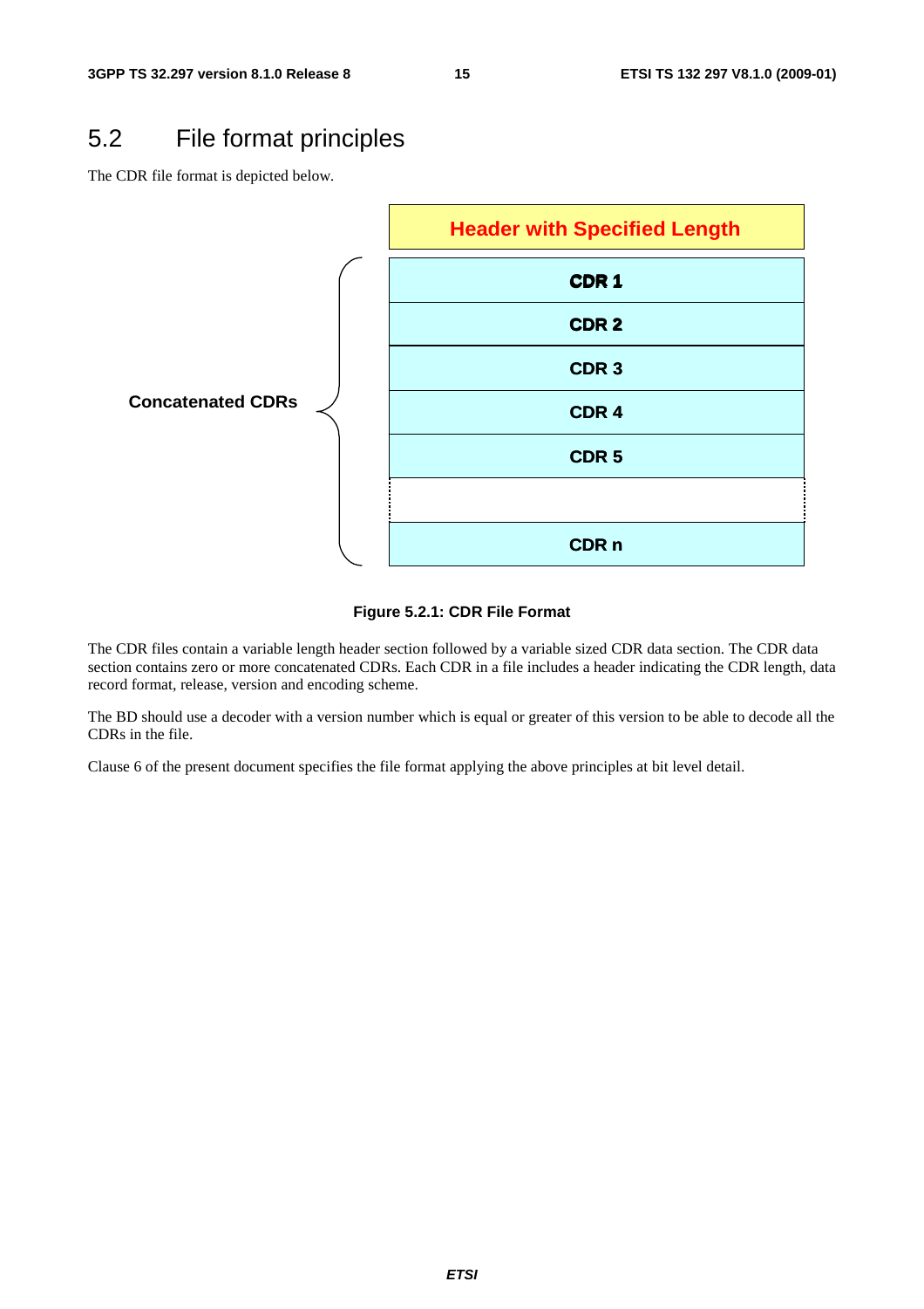## 5.2 File format principles

The CDR file format is depicted below.

| Header with Specified Length |
| --- |
| CDR 1 |
| CDR 2 |
| CDR 3 |
| CDR 4 |
| CDR 5 |
| |
| CDR n |

Concatenated CDRs

**Figure 5.2.1: CDR File Format**

The CDR files contain a variable length header section followed by a variable sized CDR data section. The CDR data section contains zero or more concatenated CDRs. Each CDR in a file includes a header indicating the CDR length, data record format, release, version and encoding scheme.

The BD should use a decoder with a version number which is equal or greater of this version to be able to decode all the CDRs in the file.

Clause 6 of the present document specifies the file format applying the above principles at bit level detail.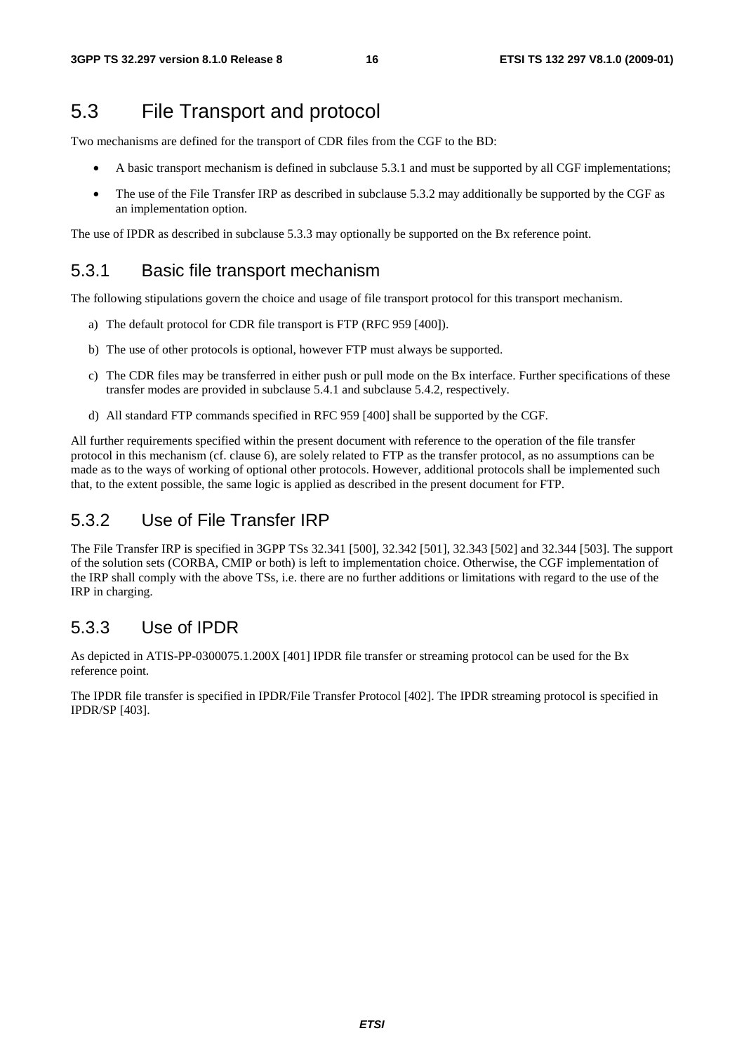## 5.3 File Transport and protocol

Two mechanisms are defined for the transport of CDR files from the CGF to the BD:

- A basic transport mechanism is defined in subclause 5.3.1 and must be supported by all CGF implementations;
- The use of the File Transfer IRP as described in subclause 5.3.2 may additionally be supported by the CGF as an implementation option.

The use of IPDR as described in subclause 5.3.3 may optionally be supported on the Bx reference point.

### 5.3.1 Basic file transport mechanism

The following stipulations govern the choice and usage of file transport protocol for this transport mechanism.

a) The default protocol for CDR file transport is FTP (RFC 959 [400]).

b) The use of other protocols is optional, however FTP must always be supported.

c) The CDR files may be transferred in either push or pull mode on the Bx interface. Further specifications of these transfer modes are provided in subclause 5.4.1 and subclause 5.4.2, respectively.

d) All standard FTP commands specified in RFC 959 [400] shall be supported by the CGF.

All further requirements specified within the present document with reference to the operation of the file transfer protocol in this mechanism (cf. clause 6), are solely related to FTP as the transfer protocol, as no assumptions can be made as to the ways of working of optional other protocols. However, additional protocols shall be implemented such that, to the extent possible, the same logic is applied as described in the present document for FTP.

### 5.3.2 Use of File Transfer IRP

The File Transfer IRP is specified in 3GPP TSs 32.341 [500], 32.342 [501], 32.343 [502] and 32.344 [503]. The support of the solution sets (CORBA, CMIP or both) is left to implementation choice. Otherwise, the CGF implementation of the IRP shall comply with the above TSs, i.e. there are no further additions or limitations with regard to the use of the IRP in charging.

### 5.3.3 Use of IPDR

As depicted in ATIS-PP-0300075.1.200X [401] IPDR file transfer or streaming protocol can be used for the Bx reference point.

The IPDR file transfer is specified in IPDR/File Transfer Protocol [402]. The IPDR streaming protocol is specified in IPDR/SP [403].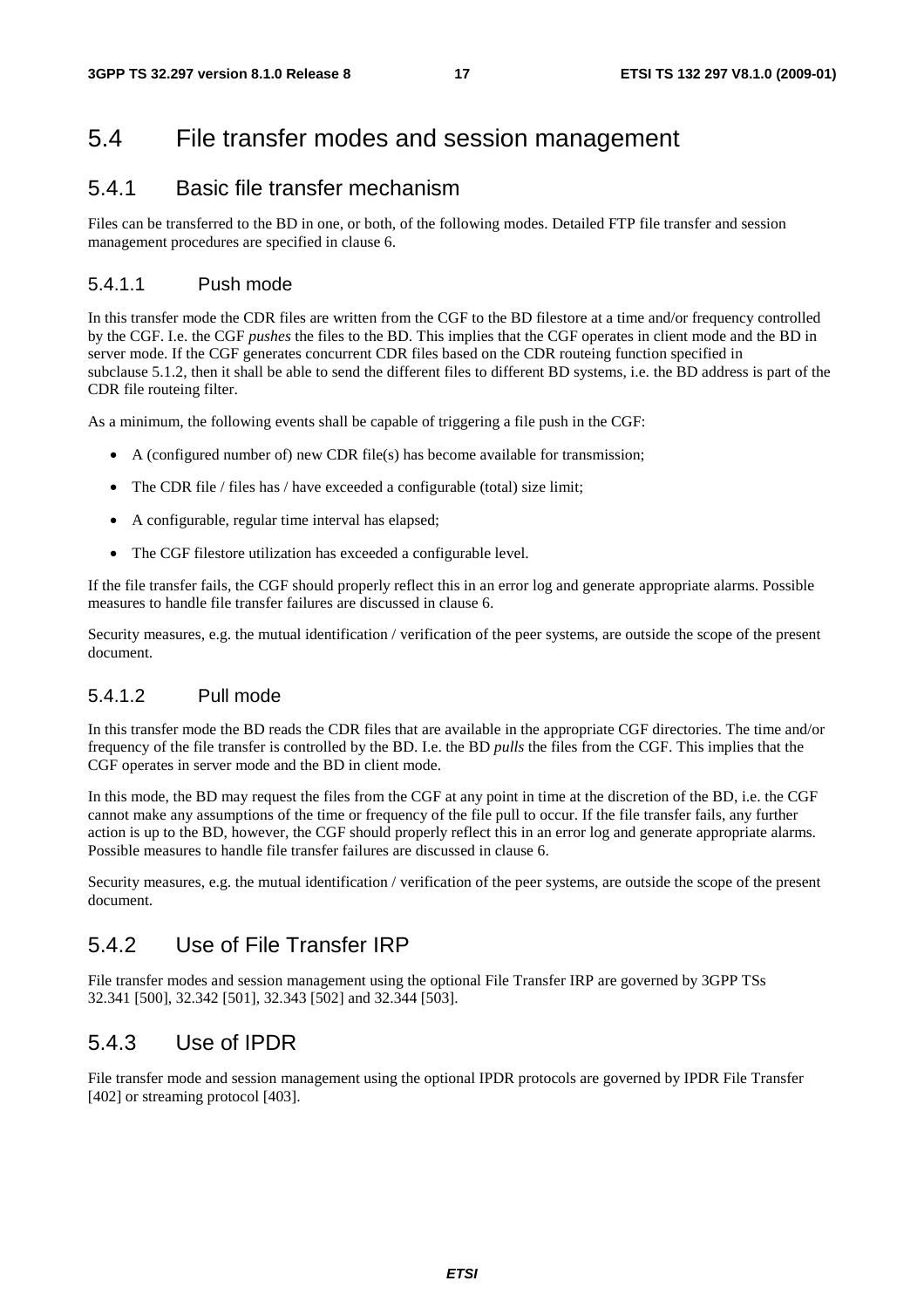## 5.4 File transfer modes and session management

### 5.4.1 Basic file transfer mechanism

Files can be transferred to the BD in one, or both, of the following modes. Detailed FTP file transfer and session management procedures are specified in clause 6.

#### 5.4.1.1 Push mode

In this transfer mode the CDR files are written from the CGF to the BD filestore at a time and/or frequency controlled by the CGF. I.e. the CGF *pushes* the files to the BD. This implies that the CGF operates in client mode and the BD in server mode. If the CGF generates concurrent CDR files based on the CDR routeing function specified in subclause 5.1.2, then it shall be able to send the different files to different BD systems, i.e. the BD address is part of the CDR file routeing filter.

As a minimum, the following events shall be capable of triggering a file push in the CGF:

- A (configured number of) new CDR file(s) has become available for transmission;
- The CDR file / files has / have exceeded a configurable (total) size limit;
- A configurable, regular time interval has elapsed;
- The CGF filestore utilization has exceeded a configurable level.

If the file transfer fails, the CGF should properly reflect this in an error log and generate appropriate alarms. Possible measures to handle file transfer failures are discussed in clause 6.

Security measures, e.g. the mutual identification / verification of the peer systems, are outside the scope of the present document.

#### 5.4.1.2 Pull mode

In this transfer mode the BD reads the CDR files that are available in the appropriate CGF directories. The time and/or frequency of the file transfer is controlled by the BD. I.e. the BD *pulls* the files from the CGF. This implies that the CGF operates in server mode and the BD in client mode.

In this mode, the BD may request the files from the CGF at any point in time at the discretion of the BD, i.e. the CGF cannot make any assumptions of the time or frequency of the file pull to occur. If the file transfer fails, any further action is up to the BD, however, the CGF should properly reflect this in an error log and generate appropriate alarms. Possible measures to handle file transfer failures are discussed in clause 6.

Security measures, e.g. the mutual identification / verification of the peer systems, are outside the scope of the present document.

### 5.4.2 Use of File Transfer IRP

File transfer modes and session management using the optional File Transfer IRP are governed by 3GPP TSs 32.341 [500], 32.342 [501], 32.343 [502] and 32.344 [503].

### 5.4.3 Use of IPDR

File transfer mode and session management using the optional IPDR protocols are governed by IPDR File Transfer [402] or streaming protocol [403].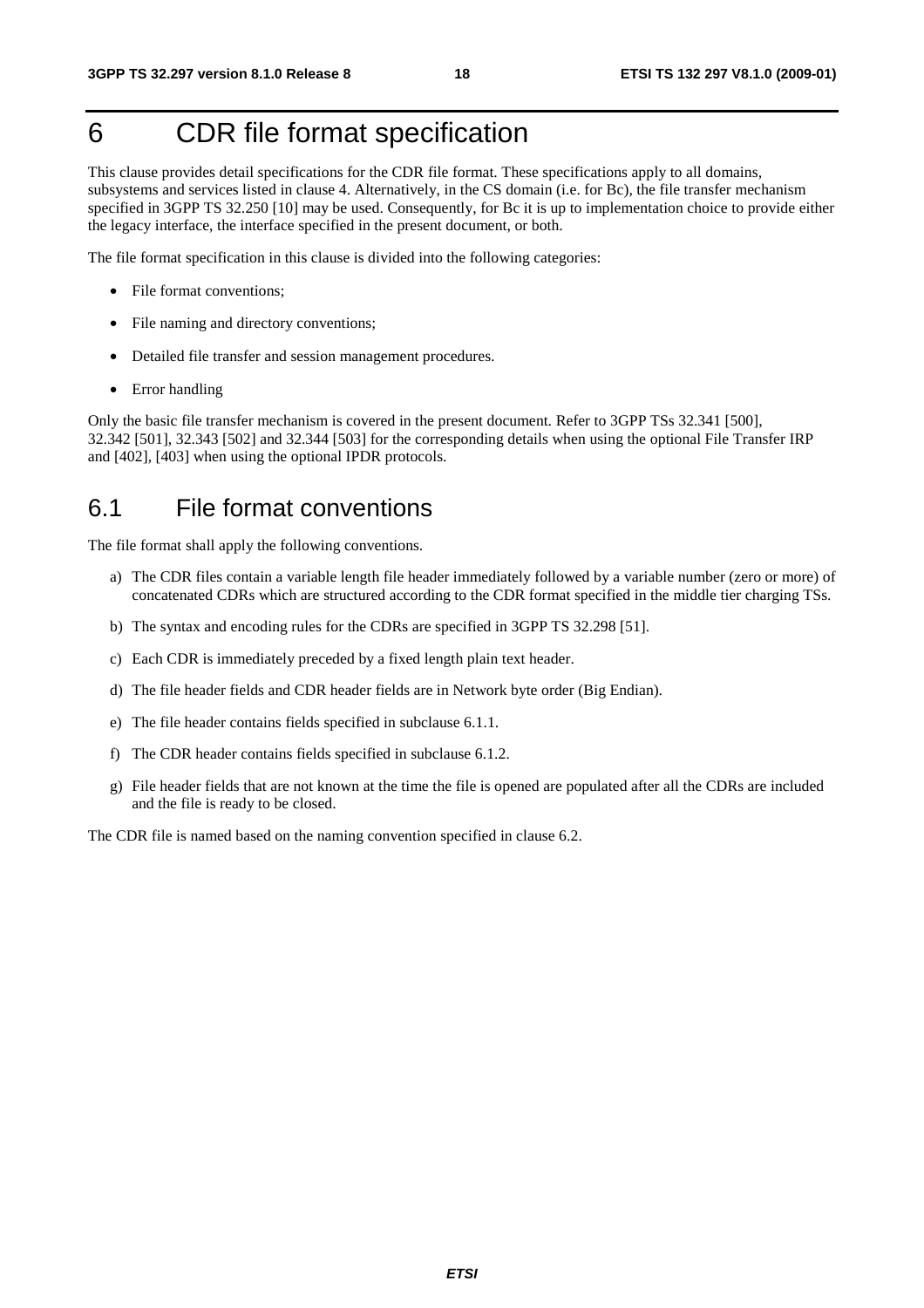# 6 CDR file format specification

This clause provides detail specifications for the CDR file format. These specifications apply to all domains, subsystems and services listed in clause 4. Alternatively, in the CS domain (i.e. for Bc), the file transfer mechanism specified in 3GPP TS 32.250 [10] may be used. Consequently, for Bc it is up to implementation choice to provide either the legacy interface, the interface specified in the present document, or both.

The file format specification in this clause is divided into the following categories:

- File format conventions;
- File naming and directory conventions;
- Detailed file transfer and session management procedures.
- Error handling

Only the basic file transfer mechanism is covered in the present document. Refer to 3GPP TSs 32.341 [500], 32.342 [501], 32.343 [502] and 32.344 [503] for the corresponding details when using the optional File Transfer IRP and [402], [403] when using the optional IPDR protocols.

## 6.1 File format conventions

The file format shall apply the following conventions.

a) The CDR files contain a variable length file header immediately followed by a variable number (zero or more) of concatenated CDRs which are structured according to the CDR format specified in the middle tier charging TSs.

b) The syntax and encoding rules for the CDRs are specified in 3GPP TS 32.298 [51].

c) Each CDR is immediately preceded by a fixed length plain text header.

d) The file header fields and CDR header fields are in Network byte order (Big Endian).

e) The file header contains fields specified in subclause 6.1.1.

f) The CDR header contains fields specified in subclause 6.1.2.

g) File header fields that are not known at the time the file is opened are populated after all the CDRs are included and the file is ready to be closed.

The CDR file is named based on the naming convention specified in clause 6.2.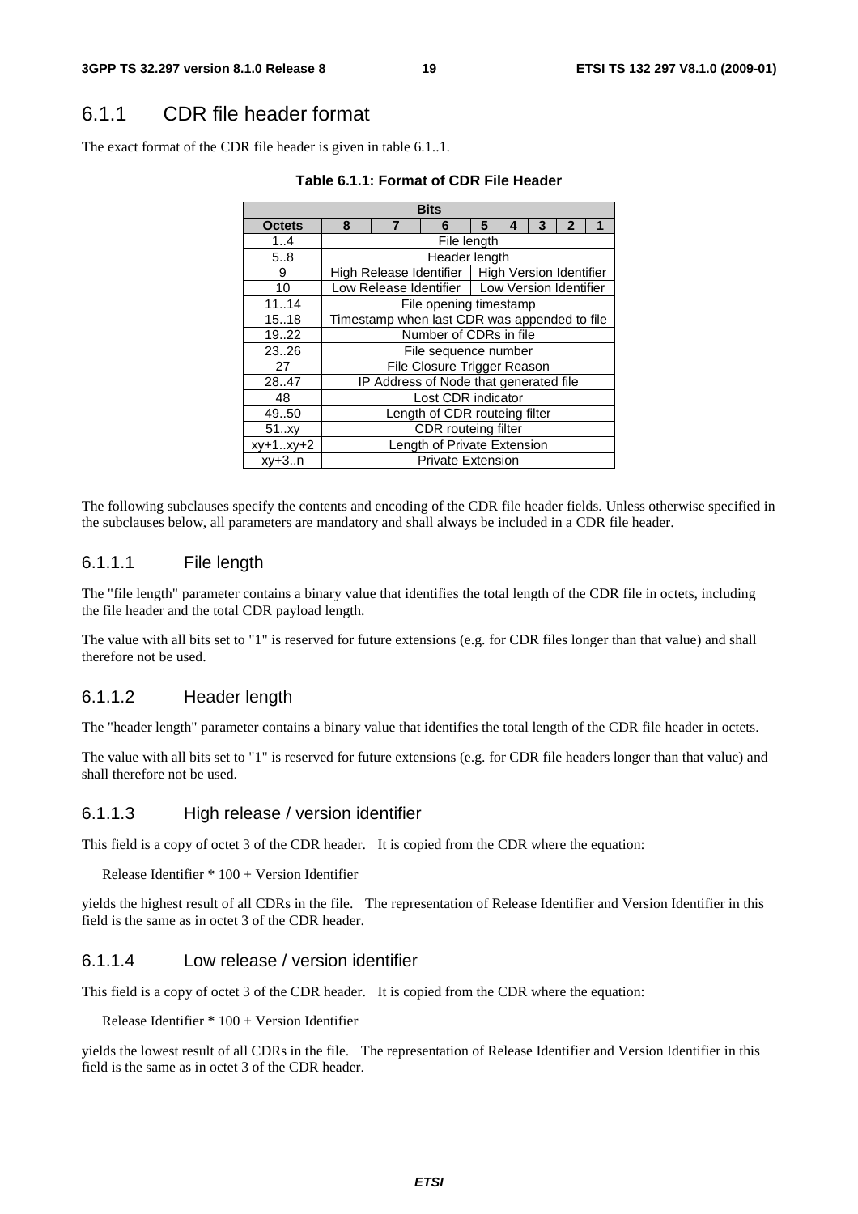## 6.1.1 CDR file header format

The exact format of the CDR file header is given in table 6.1..1.

**Table 6.1.1: Format of CDR File Header**

| | Bits | | | | | | | |
|---|---|---|---|---|---|---|---|---|
| **Octets** | **8** | **7** | **6** | **5** | **4** | **3** | **2** | **1** |
| 1..4 | File length | | | | | | | |
| 5..8 | Header length | | | | | | | |
| 9 | High Release Identifier | | | High Version Identifier | | | | |
| 10 | Low Release Identifier | | | Low Version Identifier | | | | |
| 11..14 | File opening timestamp | | | | | | | |
| 15..18 | Timestamp when last CDR was appended to file | | | | | | | |
| 19..22 | Number of CDRs in file | | | | | | | |
| 23..26 | File sequence number | | | | | | | |
| 27 | File Closure Trigger Reason | | | | | | | |
| 28..47 | IP Address of Node that generated file | | | | | | | |
| 48 | Lost CDR indicator | | | | | | | |
| 49..50 | Length of CDR routeing filter | | | | | | | |
| 51..xy | CDR routeing filter | | | | | | | |
| xy+1..xy+2 | Length of Private Extension | | | | | | | |
| xy+3..n | Private Extension | | | | | | | |

The following subclauses specify the contents and encoding of the CDR file header fields. Unless otherwise specified in the subclauses below, all parameters are mandatory and shall always be included in a CDR file header.

### 6.1.1.1 File length

The "file length" parameter contains a binary value that identifies the total length of the CDR file in octets, including the file header and the total CDR payload length.

The value with all bits set to "1" is reserved for future extensions (e.g. for CDR files longer than that value) and shall therefore not be used.

### 6.1.1.2 Header length

The "header length" parameter contains a binary value that identifies the total length of the CDR file header in octets.

The value with all bits set to "1" is reserved for future extensions (e.g. for CDR file headers longer than that value) and shall therefore not be used.

### 6.1.1.3 High release / version identifier

This field is a copy of octet 3 of the CDR header. It is copied from the CDR where the equation:

Release Identifier * 100 + Version Identifier

yields the highest result of all CDRs in the file. The representation of Release Identifier and Version Identifier in this field is the same as in octet 3 of the CDR header.

### 6.1.1.4 Low release / version identifier

This field is a copy of octet 3 of the CDR header. It is copied from the CDR where the equation:

Release Identifier * 100 + Version Identifier

yields the lowest result of all CDRs in the file. The representation of Release Identifier and Version Identifier in this field is the same as in octet 3 of the CDR header.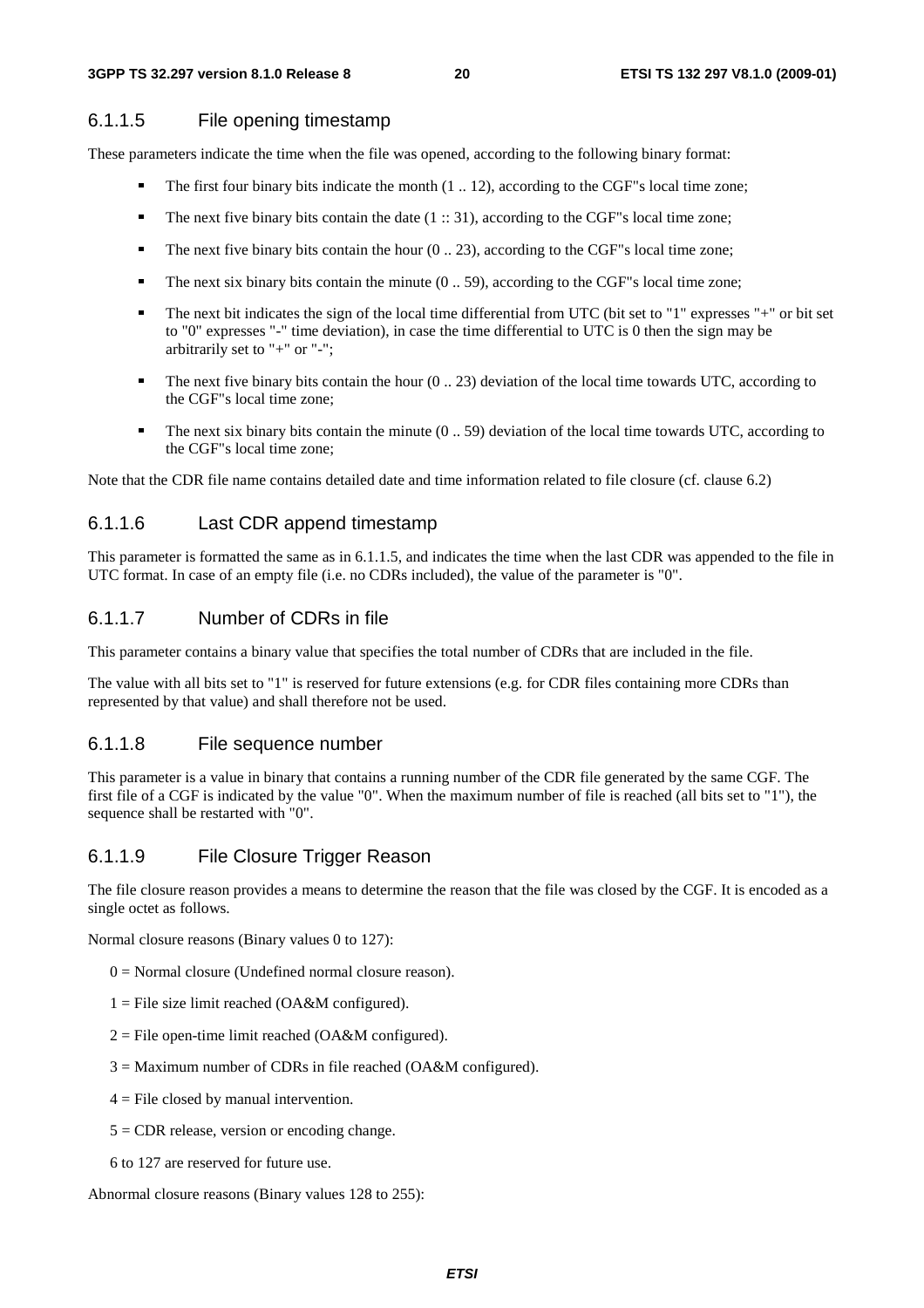### 6.1.1.5 File opening timestamp

These parameters indicate the time when the file was opened, according to the following binary format:

- The first four binary bits indicate the month (1 .. 12), according to the CGF"s local time zone;
- The next five binary bits contain the date (1 :: 31), according to the CGF"s local time zone;
- The next five binary bits contain the hour (0 .. 23), according to the CGF"s local time zone;
- The next six binary bits contain the minute (0 .. 59), according to the CGF"s local time zone;
- The next bit indicates the sign of the local time differential from UTC (bit set to "1" expresses "+" or bit set to "0" expresses "-" time deviation), in case the time differential to UTC is 0 then the sign may be arbitrarily set to "+" or "-";
- The next five binary bits contain the hour (0 .. 23) deviation of the local time towards UTC, according to the CGF"s local time zone;
- The next six binary bits contain the minute (0 .. 59) deviation of the local time towards UTC, according to the CGF"s local time zone;

Note that the CDR file name contains detailed date and time information related to file closure (cf. clause 6.2)

### 6.1.1.6 Last CDR append timestamp

This parameter is formatted the same as in 6.1.1.5, and indicates the time when the last CDR was appended to the file in UTC format. In case of an empty file (i.e. no CDRs included), the value of the parameter is "0".

### 6.1.1.7 Number of CDRs in file

This parameter contains a binary value that specifies the total number of CDRs that are included in the file.

The value with all bits set to "1" is reserved for future extensions (e.g. for CDR files containing more CDRs than represented by that value) and shall therefore not be used.

### 6.1.1.8 File sequence number

This parameter is a value in binary that contains a running number of the CDR file generated by the same CGF. The first file of a CGF is indicated by the value "0". When the maximum number of file is reached (all bits set to "1"), the sequence shall be restarted with "0".

### 6.1.1.9 File Closure Trigger Reason

The file closure reason provides a means to determine the reason that the file was closed by the CGF. It is encoded as a single octet as follows.

Normal closure reasons (Binary values 0 to 127):

0 = Normal closure (Undefined normal closure reason).

1 = File size limit reached (OA&M configured).

2 = File open-time limit reached (OA&M configured).

3 = Maximum number of CDRs in file reached (OA&M configured).

4 = File closed by manual intervention.

5 = CDR release, version or encoding change.

6 to 127 are reserved for future use.

Abnormal closure reasons (Binary values 128 to 255):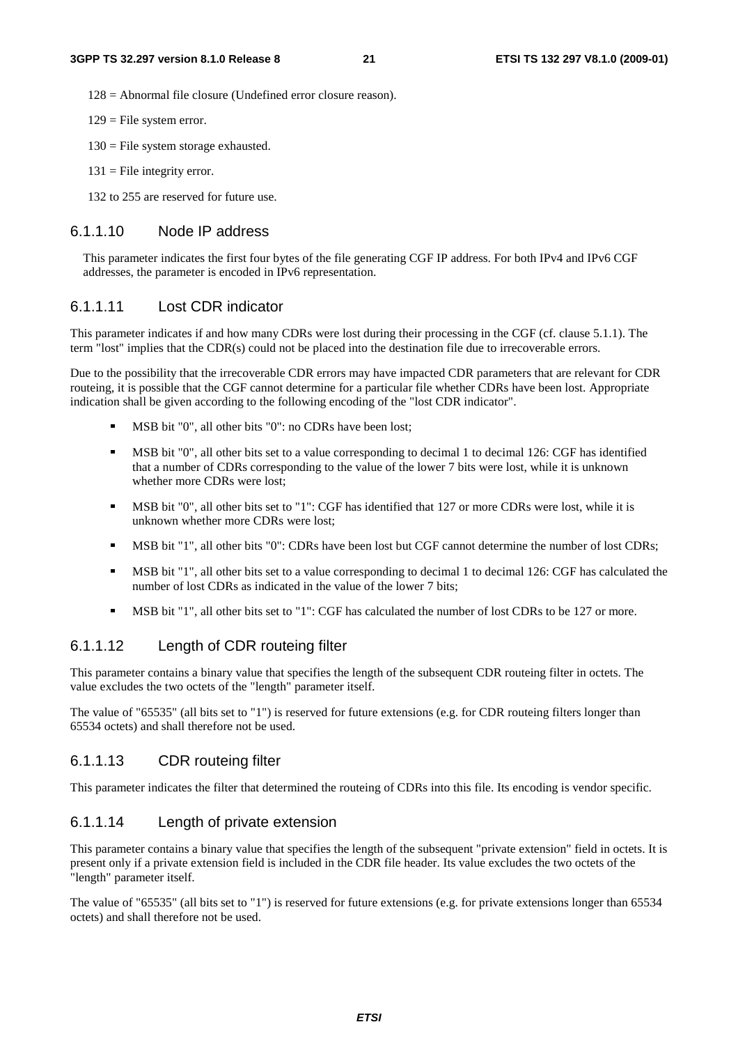128 = Abnormal file closure (Undefined error closure reason).

129 = File system error.

130 = File system storage exhausted.

131 = File integrity error.

132 to 255 are reserved for future use.

#### 6.1.1.10 Node IP address

This parameter indicates the first four bytes of the file generating CGF IP address. For both IPv4 and IPv6 CGF addresses, the parameter is encoded in IPv6 representation.

#### 6.1.1.11 Lost CDR indicator

This parameter indicates if and how many CDRs were lost during their processing in the CGF (cf. clause 5.1.1). The term "lost" implies that the CDR(s) could not be placed into the destination file due to irrecoverable errors.

Due to the possibility that the irrecoverable CDR errors may have impacted CDR parameters that are relevant for CDR routeing, it is possible that the CGF cannot determine for a particular file whether CDRs have been lost. Appropriate indication shall be given according to the following encoding of the "lost CDR indicator".

- MSB bit "0", all other bits "0": no CDRs have been lost;
- MSB bit "0", all other bits set to a value corresponding to decimal 1 to decimal 126: CGF has identified that a number of CDRs corresponding to the value of the lower 7 bits were lost, while it is unknown whether more CDRs were lost;
- MSB bit "0", all other bits set to "1": CGF has identified that 127 or more CDRs were lost, while it is unknown whether more CDRs were lost;
- MSB bit "1", all other bits "0": CDRs have been lost but CGF cannot determine the number of lost CDRs;
- MSB bit "1", all other bits set to a value corresponding to decimal 1 to decimal 126: CGF has calculated the number of lost CDRs as indicated in the value of the lower 7 bits;
- MSB bit "1", all other bits set to "1": CGF has calculated the number of lost CDRs to be 127 or more.

#### 6.1.1.12 Length of CDR routeing filter

This parameter contains a binary value that specifies the length of the subsequent CDR routeing filter in octets. The value excludes the two octets of the "length" parameter itself.

The value of "65535" (all bits set to "1") is reserved for future extensions (e.g. for CDR routeing filters longer than 65534 octets) and shall therefore not be used.

#### 6.1.1.13 CDR routeing filter

This parameter indicates the filter that determined the routeing of CDRs into this file. Its encoding is vendor specific.

#### 6.1.1.14 Length of private extension

This parameter contains a binary value that specifies the length of the subsequent "private extension" field in octets. It is present only if a private extension field is included in the CDR file header. Its value excludes the two octets of the "length" parameter itself.

The value of "65535" (all bits set to "1") is reserved for future extensions (e.g. for private extensions longer than 65534 octets) and shall therefore not be used.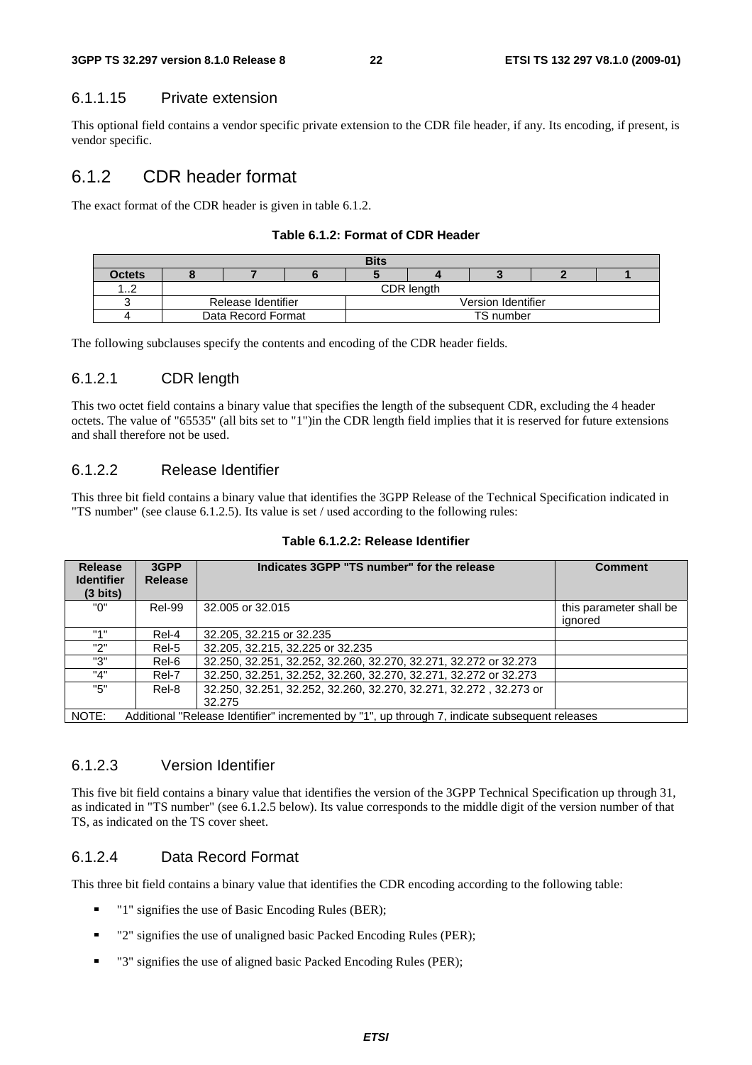#### 6.1.1.15 Private extension

This optional field contains a vendor specific private extension to the CDR file header, if any. Its encoding, if present, is vendor specific.

### 6.1.2 CDR header format

The exact format of the CDR header is given in table 6.1.2.

**Table 6.1.2: Format of CDR Header**

| | Bits | | | | | | | |
|---|---|---|---|---|---|---|---|---|
| **Octets** | **8** | **7** | **6** | **5** | **4** | **3** | **2** | **1** |
| 1..2 | CDR length | | | | | | | |
| 3 | Release Identifier | | | Version Identifier | | | | |
| 4 | Data Record Format | | | TS number | | | | |

The following subclauses specify the contents and encoding of the CDR header fields.

#### 6.1.2.1 CDR length

This two octet field contains a binary value that specifies the length of the subsequent CDR, excluding the 4 header octets. The value of "65535" (all bits set to "1")in the CDR length field implies that it is reserved for future extensions and shall therefore not be used.

#### 6.1.2.2 Release Identifier

This three bit field contains a binary value that identifies the 3GPP Release of the Technical Specification indicated in "TS number" (see clause 6.1.2.5). Its value is set / used according to the following rules:

**Table 6.1.2.2: Release Identifier**

| Release Identifier (3 bits) | 3GPP Release | Indicates 3GPP "TS number" for the release | Comment |
|---|---|---|---|
| "0" | Rel-99 | 32.005 or 32.015 | this parameter shall be ignored |
| "1" | Rel-4 | 32.205, 32.215 or 32.235 | |
| "2" | Rel-5 | 32.205, 32.215, 32.225 or 32.235 | |
| "3" | Rel-6 | 32.250, 32.251, 32.252, 32.260, 32.270, 32.271, 32.272 or 32.273 | |
| "4" | Rel-7 | 32.250, 32.251, 32.252, 32.260, 32.270, 32.271, 32.272 or 32.273 | |
| "5" | Rel-8 | 32.250, 32.251, 32.252, 32.260, 32.270, 32.271, 32.272 , 32.273 or 32.275 | |
| NOTE: Additional "Release Identifier" incremented by "1", up through 7, indicate subsequent releases | | | |

#### 6.1.2.3 Version Identifier

This five bit field contains a binary value that identifies the version of the 3GPP Technical Specification up through 31, as indicated in "TS number" (see 6.1.2.5 below). Its value corresponds to the middle digit of the version number of that TS, as indicated on the TS cover sheet.

#### 6.1.2.4 Data Record Format

This three bit field contains a binary value that identifies the CDR encoding according to the following table:

- "1" signifies the use of Basic Encoding Rules (BER);
- "2" signifies the use of unaligned basic Packed Encoding Rules (PER);
- "3" signifies the use of aligned basic Packed Encoding Rules (PER);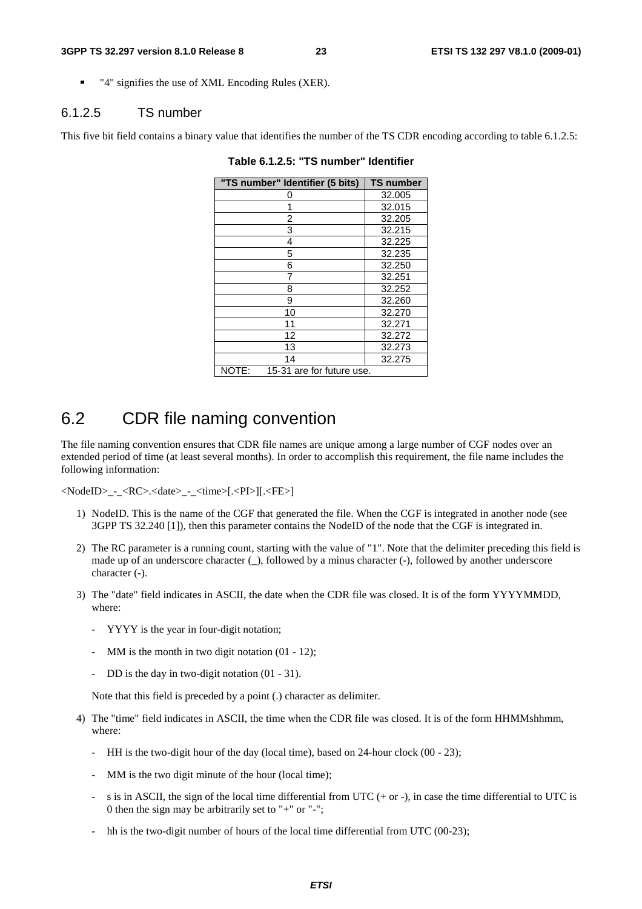- "4" signifies the use of XML Encoding Rules (XER).

#### 6.1.2.5 TS number

This five bit field contains a binary value that identifies the number of the TS CDR encoding according to table 6.1.2.5:

**Table 6.1.2.5: "TS number" Identifier**

| "TS number" Identifier (5 bits) | TS number |
|---|---|
| 0 | 32.005 |
| 1 | 32.015 |
| 2 | 32.205 |
| 3 | 32.215 |
| 4 | 32.225 |
| 5 | 32.235 |
| 6 | 32.250 |
| 7 | 32.251 |
| 8 | 32.252 |
| 9 | 32.260 |
| 10 | 32.270 |
| 11 | 32.271 |
| 12 | 32.272 |
| 13 | 32.273 |
| 14 | 32.275 |
| NOTE: 15-31 are for future use. | |

## 6.2 CDR file naming convention

The file naming convention ensures that CDR file names are unique among a large number of CGF nodes over an extended period of time (at least several months). In order to accomplish this requirement, the file name includes the following information:

<NodeID>_-_<RC>.<date>_-_<time>[.<PI>][.<FE>]

1) NodeID. This is the name of the CGF that generated the file. When the CGF is integrated in another node (see 3GPP TS 32.240 [1]), then this parameter contains the NodeID of the node that the CGF is integrated in.

2) The RC parameter is a running count, starting with the value of "1". Note that the delimiter preceding this field is made up of an underscore character (_), followed by a minus character (-), followed by another underscore character (-).

3) The "date" field indicates in ASCII, the date when the CDR file was closed. It is of the form YYYYMMDD, where:

   - YYYY is the year in four-digit notation;

   - MM is the month in two digit notation (01 - 12);

   - DD is the day in two-digit notation (01 - 31).

   Note that this field is preceded by a point (.) character as delimiter.

4) The "time" field indicates in ASCII, the time when the CDR file was closed. It is of the form HHMMshhmm, where:

   - HH is the two-digit hour of the day (local time), based on 24-hour clock (00 - 23);

   - MM is the two digit minute of the hour (local time);

   - s is in ASCII, the sign of the local time differential from UTC (+ or -), in case the time differential to UTC is 0 then the sign may be arbitrarily set to "+" or "-";

   - hh is the two-digit number of hours of the local time differential from UTC (00-23);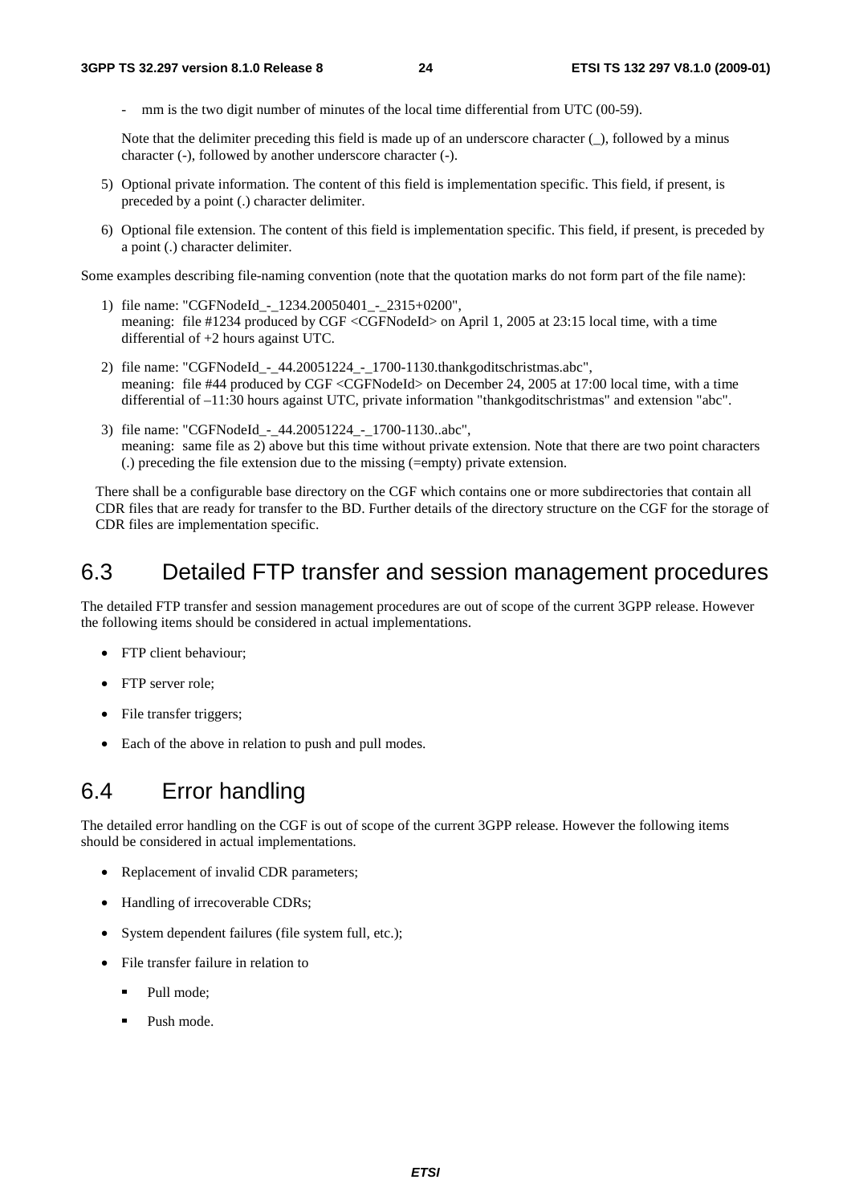- mm is the two digit number of minutes of the local time differential from UTC (00-59).

  Note that the delimiter preceding this field is made up of an underscore character (_), followed by a minus character (-), followed by another underscore character (-).

5) Optional private information. The content of this field is implementation specific. This field, if present, is preceded by a point (.) character delimiter.

6) Optional file extension. The content of this field is implementation specific. This field, if present, is preceded by a point (.) character delimiter.

Some examples describing file-naming convention (note that the quotation marks do not form part of the file name):

1) file name: "CGFNodeId_-_1234.20050401_-_2315+0200",
   meaning: file #1234 produced by CGF <CGFNodeId> on April 1, 2005 at 23:15 local time, with a time differential of +2 hours against UTC.

2) file name: "CGFNodeId_-_44.20051224_-_1700-1130.thankgoditschristmas.abc",
   meaning: file #44 produced by CGF <CGFNodeId> on December 24, 2005 at 17:00 local time, with a time differential of –11:30 hours against UTC, private information "thankgoditschristmas" and extension "abc".

3) file name: "CGFNodeId_-_44.20051224_-_1700-1130..abc",
   meaning: same file as 2) above but this time without private extension. Note that there are two point characters (.) preceding the file extension due to the missing (=empty) private extension.

There shall be a configurable base directory on the CGF which contains one or more subdirectories that contain all CDR files that are ready for transfer to the BD. Further details of the directory structure on the CGF for the storage of CDR files are implementation specific.

## 6.3 Detailed FTP transfer and session management procedures

The detailed FTP transfer and session management procedures are out of scope of the current 3GPP release. However the following items should be considered in actual implementations.

- FTP client behaviour;
- FTP server role;
- File transfer triggers;
- Each of the above in relation to push and pull modes.

## 6.4 Error handling

The detailed error handling on the CGF is out of scope of the current 3GPP release. However the following items should be considered in actual implementations.

- Replacement of invalid CDR parameters;
- Handling of irrecoverable CDRs;
- System dependent failures (file system full, etc.);
- File transfer failure in relation to
  - Pull mode;
  - Push mode.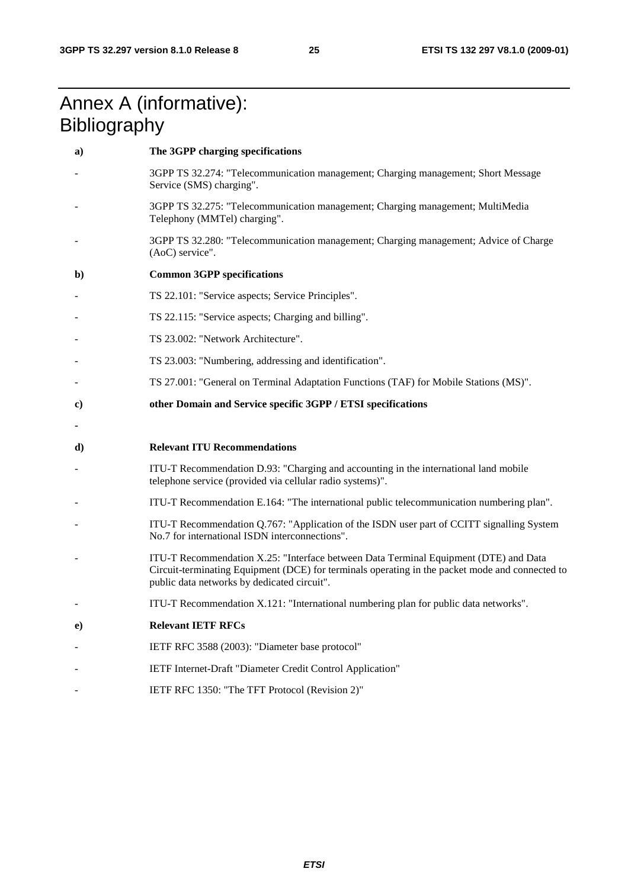# Annex A (informative): Bibliography

**a) The 3GPP charging specifications**

- 3GPP TS 32.274: "Telecommunication management; Charging management; Short Message Service (SMS) charging".
- 3GPP TS 32.275: "Telecommunication management; Charging management; MultiMedia Telephony (MMTel) charging".
- 3GPP TS 32.280: "Telecommunication management; Charging management; Advice of Charge (AoC) service".

**b) Common 3GPP specifications**

- TS 22.101: "Service aspects; Service Principles".
- TS 22.115: "Service aspects; Charging and billing".
- TS 23.002: "Network Architecture".
- TS 23.003: "Numbering, addressing and identification".
- TS 27.001: "General on Terminal Adaptation Functions (TAF) for Mobile Stations (MS)".

**c) other Domain and Service specific 3GPP / ETSI specifications**

-

**d) Relevant ITU Recommendations**

- ITU-T Recommendation D.93: "Charging and accounting in the international land mobile telephone service (provided via cellular radio systems)".
- ITU-T Recommendation E.164: "The international public telecommunication numbering plan".
- ITU-T Recommendation Q.767: "Application of the ISDN user part of CCITT signalling System No.7 for international ISDN interconnections".
- ITU-T Recommendation X.25: "Interface between Data Terminal Equipment (DTE) and Data Circuit-terminating Equipment (DCE) for terminals operating in the packet mode and connected to public data networks by dedicated circuit".
- ITU-T Recommendation X.121: "International numbering plan for public data networks".

**e) Relevant IETF RFCs**

- IETF RFC 3588 (2003): "Diameter base protocol"
- IETF Internet-Draft "Diameter Credit Control Application"
- IETF RFC 1350: "The TFT Protocol (Revision 2)"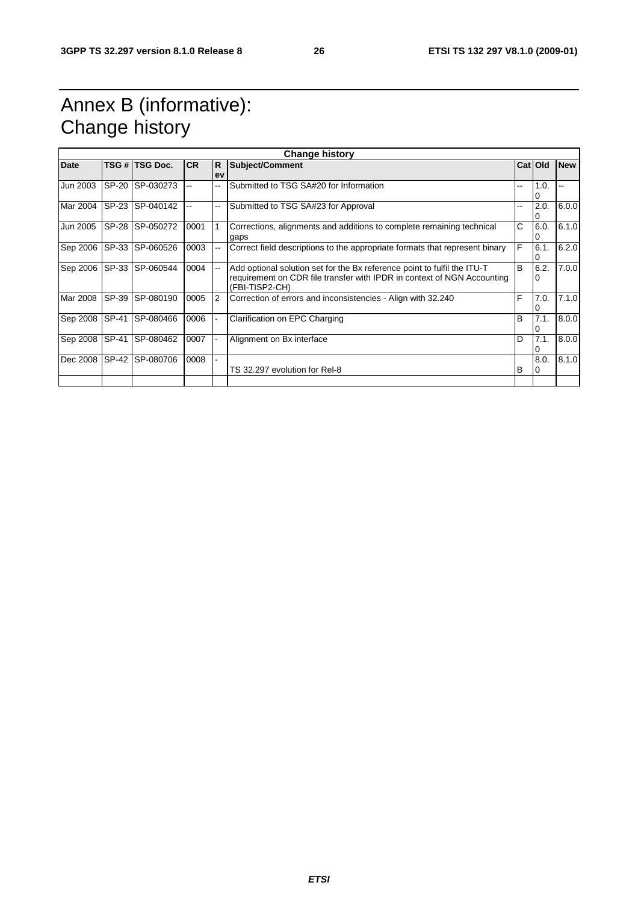# Annex B (informative): Change history

| Change history | | | | | | | | |
|---|---|---|---|---|---|---|---|---|
| **Date** | **TSG #** | **TSG Doc.** | **CR** | **Rev** | **Subject/Comment** | **Cat** | **Old** | **New** |
| Jun 2003 | SP-20 | SP-030273 | -- | -- | Submitted to TSG SA#20 for Information | -- | 1.0.0 | -- |
| Mar 2004 | SP-23 | SP-040142 | -- | -- | Submitted to TSG SA#23 for Approval | -- | 2.0.0 | 6.0.0 |
| Jun 2005 | SP-28 | SP-050272 | 0001 | 1 | Corrections, alignments and additions to complete remaining technical gaps | C | 6.0.0 | 6.1.0 |
| Sep 2006 | SP-33 | SP-060526 | 0003 | -- | Correct field descriptions to the appropriate formats that represent binary | F | 6.1.0 | 6.2.0 |
| Sep 2006 | SP-33 | SP-060544 | 0004 | -- | Add optional solution set for the Bx reference point to fulfil the ITU-T requirement on CDR file transfer with IPDR in context of NGN Accounting (FBI-TISP2-CH) | B | 6.2.0 | 7.0.0 |
| Mar 2008 | SP-39 | SP-080190 | 0005 | 2 | Correction of errors and inconsistencies - Align with 32.240 | F | 7.0.0 | 7.1.0 |
| Sep 2008 | SP-41 | SP-080466 | 0006 | - | Clarification on EPC Charging | B | 7.1.0 | 8.0.0 |
| Sep 2008 | SP-41 | SP-080462 | 0007 | - | Alignment on Bx interface | D | 7.1.0 | 8.0.0 |
| Dec 2008 | SP-42 | SP-080706 | 0008 | - | TS 32.297 evolution for Rel-8 | B | 8.0.0 | 8.1.0 |
| | | | | | | | | |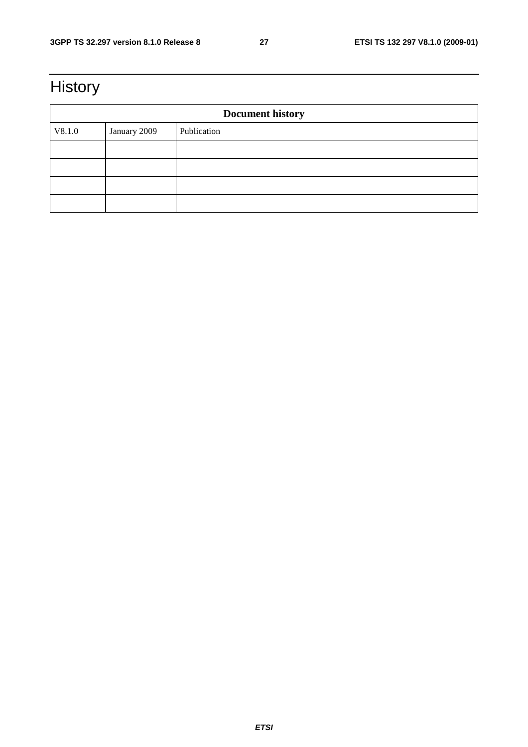# History

| Document history | | |
|---|---|---|
| V8.1.0 | January 2009 | Publication |
| | | |
| | | |
| | | |
| | | |